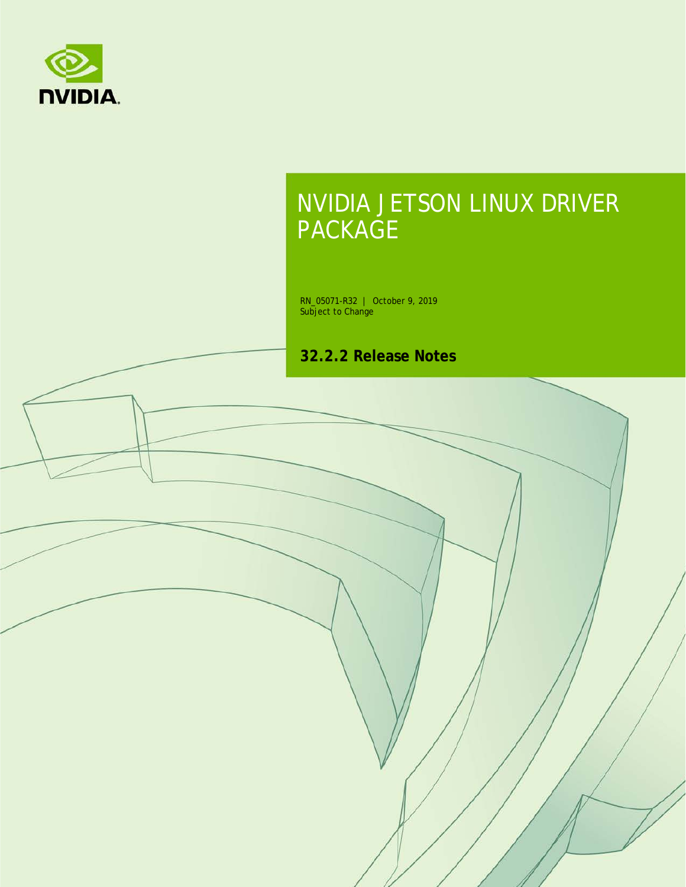# NVIDIA JETSON LINUX DRIVER PACKAGE

RN_05071-R32 | October 9, 2019
Subject to Change

**32.2.2 Release Notes**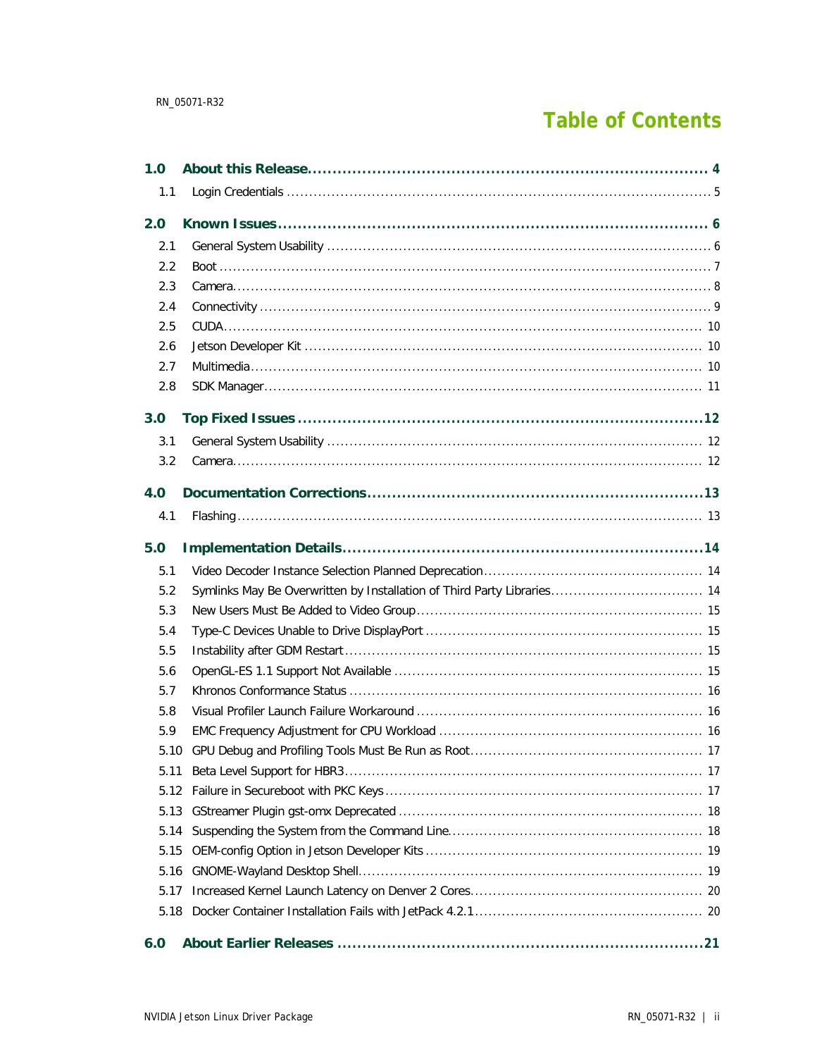# Table of Contents

**1.0 About this Release** .......... 4

- 1.1 Login Credentials .......... 5

**2.0 Known Issues** .......... 6

- 2.1 General System Usability .......... 6
- 2.2 Boot .......... 7
- 2.3 Camera .......... 8
- 2.4 Connectivity .......... 9
- 2.5 CUDA .......... 10
- 2.6 Jetson Developer Kit .......... 10
- 2.7 Multimedia .......... 10
- 2.8 SDK Manager .......... 11

**3.0 Top Fixed Issues** .......... 12

- 3.1 General System Usability .......... 12
- 3.2 Camera .......... 12

**4.0 Documentation Corrections** .......... 13

- 4.1 Flashing .......... 13

**5.0 Implementation Details** .......... 14

- 5.1 Video Decoder Instance Selection Planned Deprecation .......... 14
- 5.2 Symlinks May Be Overwritten by Installation of Third Party Libraries .......... 14
- 5.3 New Users Must Be Added to Video Group .......... 15
- 5.4 Type-C Devices Unable to Drive DisplayPort .......... 15
- 5.5 Instability after GDM Restart .......... 15
- 5.6 OpenGL-ES 1.1 Support Not Available .......... 15
- 5.7 Khronos Conformance Status .......... 16
- 5.8 Visual Profiler Launch Failure Workaround .......... 16
- 5.9 EMC Frequency Adjustment for CPU Workload .......... 16
- 5.10 GPU Debug and Profiling Tools Must Be Run as Root .......... 17
- 5.11 Beta Level Support for HBR3 .......... 17
- 5.12 Failure in Secureboot with PKC Keys .......... 17
- 5.13 GStreamer Plugin gst-omx Deprecated .......... 18
- 5.14 Suspending the System from the Command Line .......... 18
- 5.15 OEM-config Option in Jetson Developer Kits .......... 19
- 5.16 GNOME-Wayland Desktop Shell .......... 19
- 5.17 Increased Kernel Launch Latency on Denver 2 Cores .......... 20
- 5.18 Docker Container Installation Fails with JetPack 4.2.1 .......... 20

**6.0 About Earlier Releases** .......... 21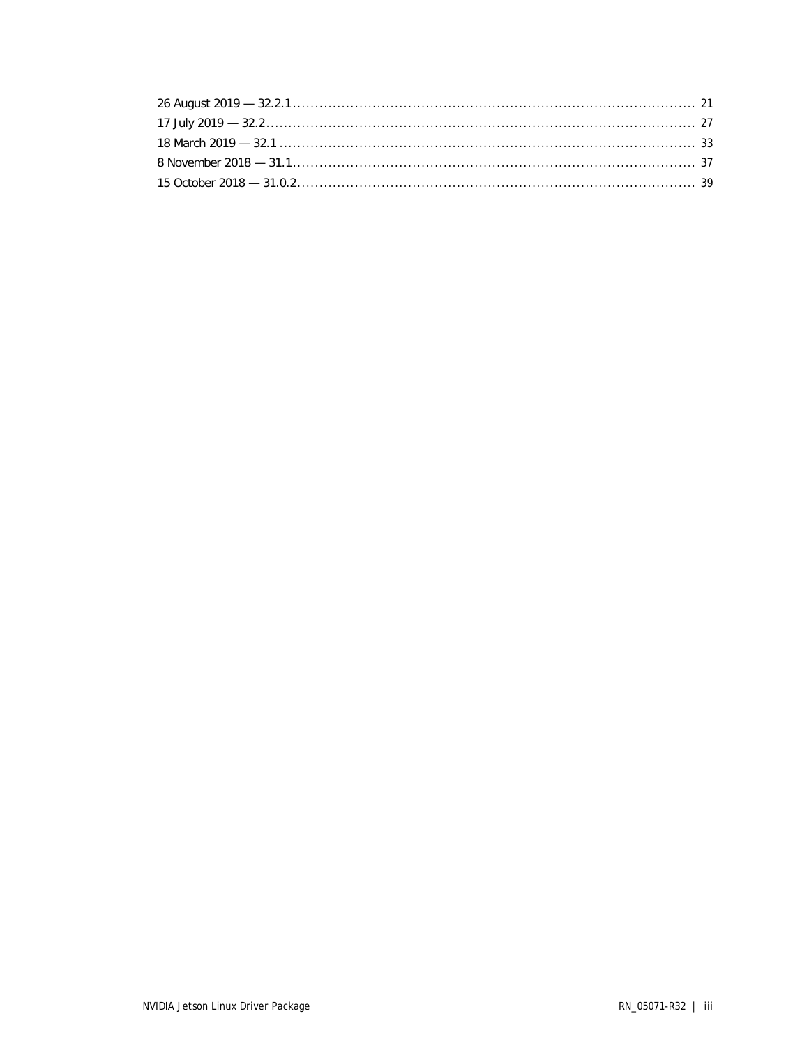26 August 2019 — 32.2.1 ........................................................................................... 21
17 July 2019 — 32.2 .................................................................................................. 27
18 March 2019 — 32.1 ............................................................................................... 33
8 November 2018 — 31.1 ........................................................................................... 37
15 October 2018 — 31.0.2 .......................................................................................... 39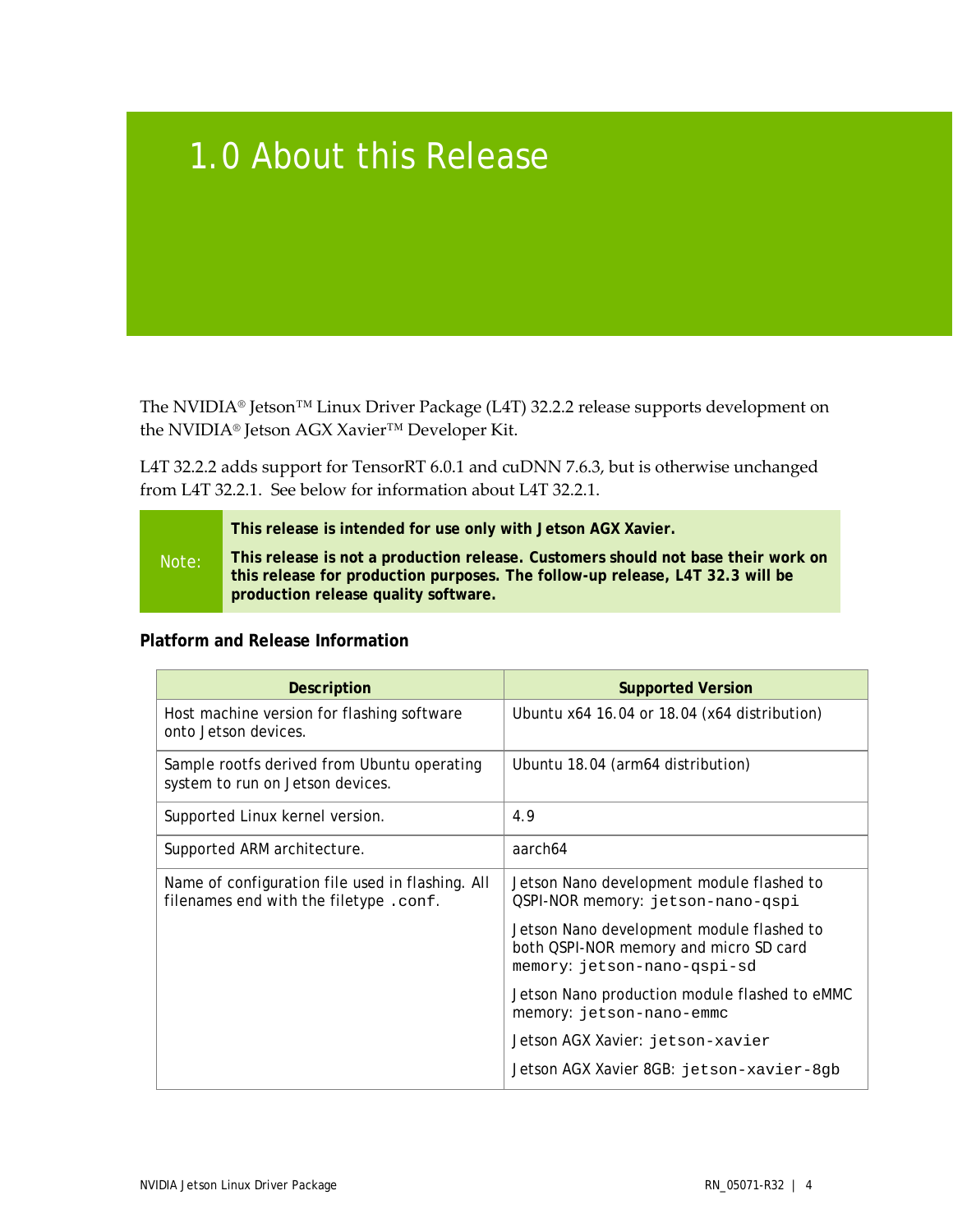# 1.0 About this Release

The NVIDIA® Jetson™ Linux Driver Package (L4T) 32.2.2 release supports development on the NVIDIA® Jetson AGX Xavier™ Developer Kit.

L4T 32.2.2 adds support for TensorRT 6.0.1 and cuDNN 7.6.3, but is otherwise unchanged from L4T 32.2.1. See below for information about L4T 32.2.1.

> Note:
>
> **This release is intended for use only with Jetson AGX Xavier.**
>
> **This release is not a production release. Customers should not base their work on this release for production purposes. The follow-up release, L4T 32.3 will be production release quality software.**

**Platform and Release Information**

| Description | Supported Version |
| --- | --- |
| Host machine version for flashing software onto Jetson devices. | Ubuntu x64 16.04 or 18.04 (x64 distribution) |
| Sample rootfs derived from Ubuntu operating system to run on Jetson devices. | Ubuntu 18.04 (arm64 distribution) |
| Supported Linux kernel version. | 4.9 |
| Supported ARM architecture. | aarch64 |
| Name of configuration file used in flashing. All filenames end with the filetype `.conf`. | Jetson Nano development module flashed to QSPI-NOR memory: `jetson-nano-qspi`<br><br>Jetson Nano development module flashed to both QSPI-NOR memory and micro SD card memory: `jetson-nano-qspi-sd`<br><br>Jetson Nano production module flashed to eMMC memory: `jetson-nano-emmc`<br><br>Jetson AGX Xavier: `jetson-xavier`<br><br>Jetson AGX Xavier 8GB: `jetson-xavier-8gb` |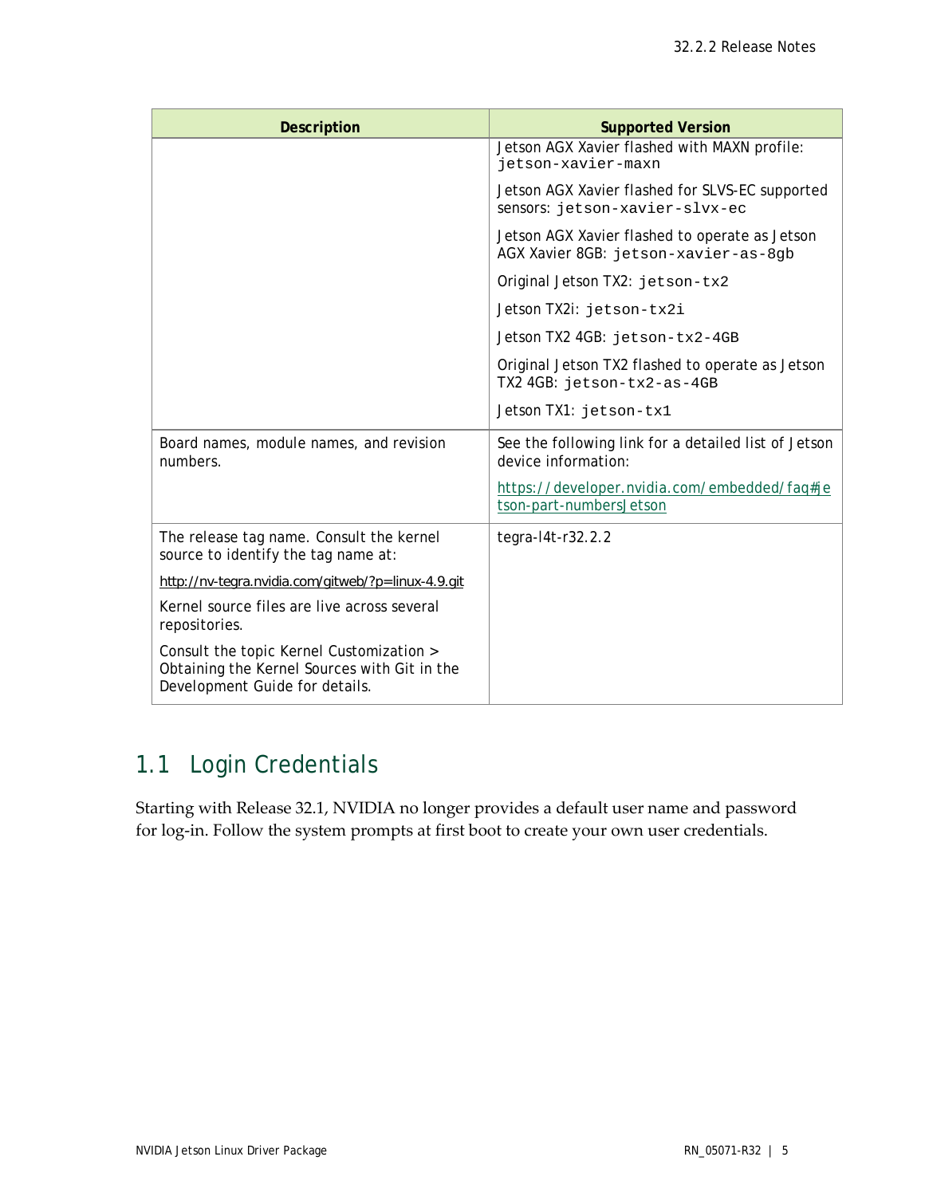| Description | Supported Version |
| --- | --- |
| | Jetson AGX Xavier flashed with MAXN profile: `jetson-xavier-maxn`<br><br>Jetson AGX Xavier flashed for SLVS-EC supported sensors: `jetson-xavier-slvx-ec`<br><br>Jetson AGX Xavier flashed to operate as Jetson AGX Xavier 8GB: `jetson-xavier-as-8gb`<br><br>Original Jetson TX2: `jetson-tx2`<br><br>Jetson TX2i: `jetson-tx2i`<br><br>Jetson TX2 4GB: `jetson-tx2-4GB`<br><br>Original Jetson TX2 flashed to operate as Jetson TX2 4GB: `jetson-tx2-as-4GB`<br><br>Jetson TX1: `jetson-tx1` |
| Board names, module names, and revision numbers. | See the following link for a detailed list of Jetson device information:<br><br>https://developer.nvidia.com/embedded/faq#jetson-part-numbersJetson |
| The release tag name. Consult the kernel source to identify the tag name at:<br><br>http://nv-tegra.nvidia.com/gitweb/?p=linux-4.9.git<br><br>Kernel source files are live across several repositories.<br><br>Consult the topic Kernel Customization > Obtaining the Kernel Sources with Git in the Development Guide for details. | tegra-l4t-r32.2.2 |

## 1.1 Login Credentials

Starting with Release 32.1, NVIDIA no longer provides a default user name and password for log-in. Follow the system prompts at first boot to create your own user credentials.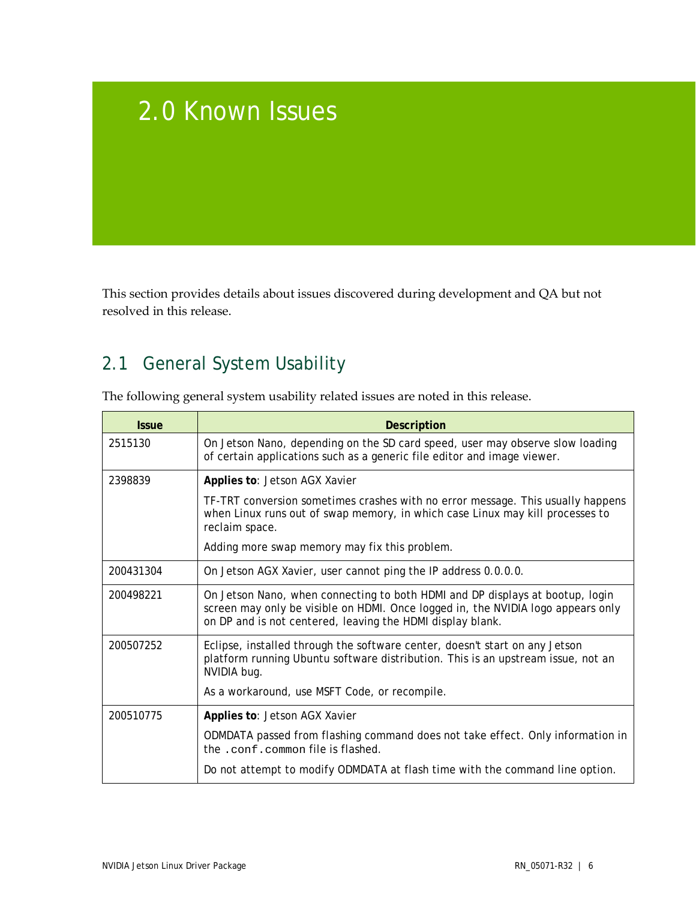# 2.0 Known Issues

This section provides details about issues discovered during development and QA but not resolved in this release.

## 2.1 General System Usability

The following general system usability related issues are noted in this release.

| Issue | Description |
|---|---|
| 2515130 | On Jetson Nano, depending on the SD card speed, user may observe slow loading of certain applications such as a generic file editor and image viewer. |
| 2398839 | **Applies to**: Jetson AGX Xavier<br><br>TF-TRT conversion sometimes crashes with no error message. This usually happens when Linux runs out of swap memory, in which case Linux may kill processes to reclaim space.<br><br>Adding more swap memory may fix this problem. |
| 200431304 | On Jetson AGX Xavier, user cannot ping the IP address 0.0.0.0. |
| 200498221 | On Jetson Nano, when connecting to both HDMI and DP displays at bootup, login screen may only be visible on HDMI. Once logged in, the NVIDIA logo appears only on DP and is not centered, leaving the HDMI display blank. |
| 200507252 | Eclipse, installed through the software center, doesn't start on any Jetson platform running Ubuntu software distribution. This is an upstream issue, not an NVIDIA bug.<br><br>As a workaround, use MSFT Code, or recompile. |
| 200510775 | **Applies to**: Jetson AGX Xavier<br><br>ODMDATA passed from flashing command does not take effect. Only information in the `.conf.common` file is flashed.<br><br>Do not attempt to modify ODMDATA at flash time with the command line option. |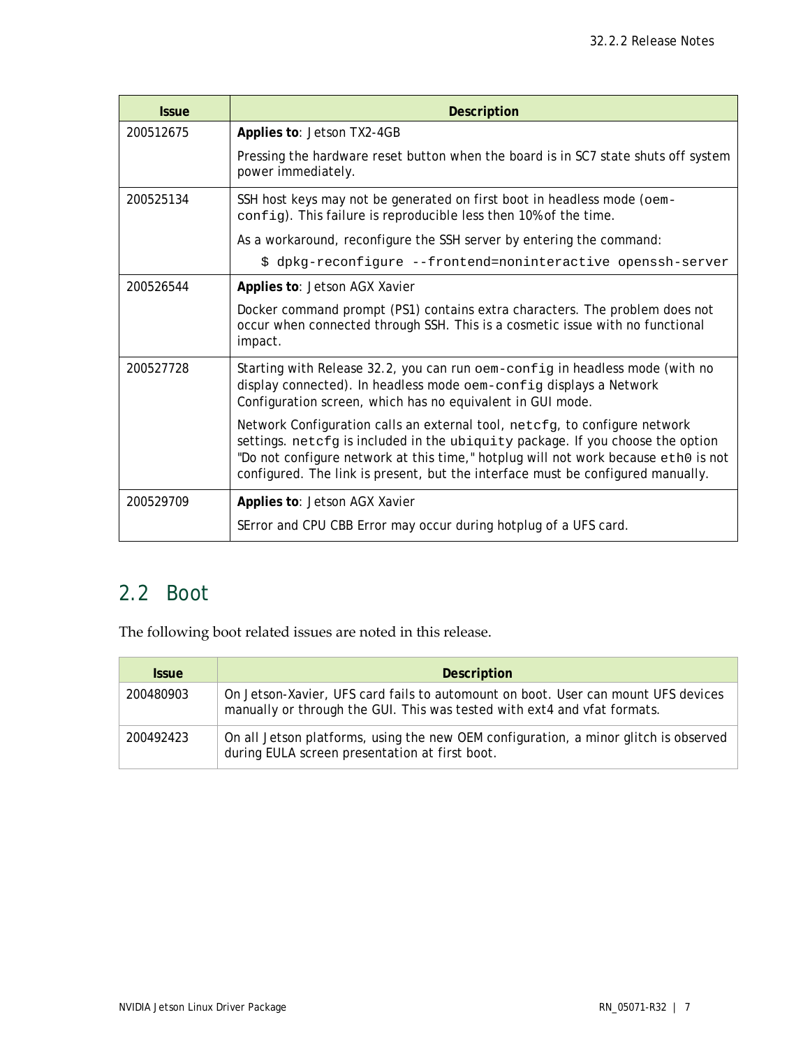| Issue | Description |
| --- | --- |
| 200512675 | **Applies to**: Jetson TX2-4GB<br><br>Pressing the hardware reset button when the board is in SC7 state shuts off system power immediately. |
| 200525134 | SSH host keys may not be generated on first boot in headless mode (`oem-config`). This failure is reproducible less then 10% of the time.<br><br>As a workaround, reconfigure the SSH server by entering the command:<br><br>`$ dpkg-reconfigure --frontend=noninteractive openssh-server` |
| 200526544 | **Applies to**: Jetson AGX Xavier<br><br>Docker command prompt (PS1) contains extra characters. The problem does not occur when connected through SSH. This is a cosmetic issue with no functional impact. |
| 200527728 | Starting with Release 32.2, you can run `oem-config` in headless mode (with no display connected). In headless mode `oem-config` displays a Network Configuration screen, which has no equivalent in GUI mode.<br><br>Network Configuration calls an external tool, `netcfg`, to configure network settings. `netcfg` is included in the `ubiquity` package. If you choose the option "Do not configure network at this time," hotplug will not work because `eth0` is not configured. The link is present, but the interface must be configured manually. |
| 200529709 | **Applies to**: Jetson AGX Xavier<br><br>SError and CPU CBB Error may occur during hotplug of a UFS card. |

## 2.2 Boot

The following boot related issues are noted in this release.

| Issue | Description |
| --- | --- |
| 200480903 | On Jetson-Xavier, UFS card fails to automount on boot. User can mount UFS devices manually or through the GUI. This was tested with ext4 and vfat formats. |
| 200492423 | On all Jetson platforms, using the new OEM configuration, a minor glitch is observed during EULA screen presentation at first boot. |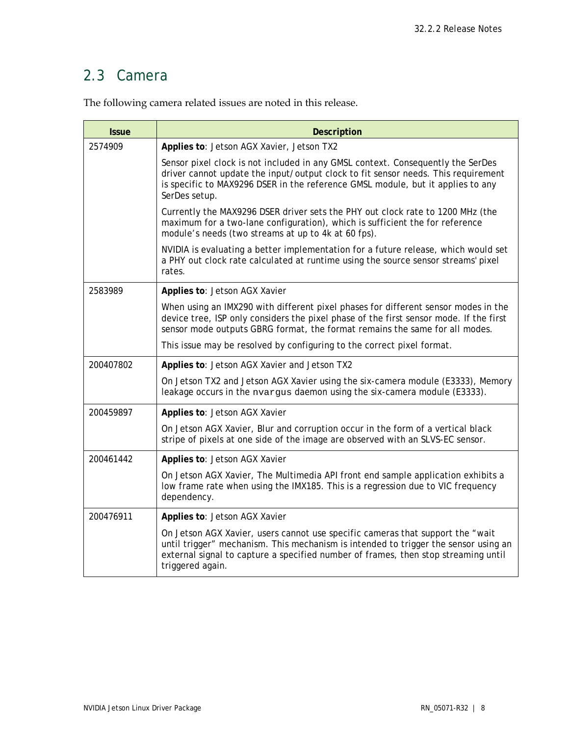## 2.3 Camera

The following camera related issues are noted in this release.

| Issue | Description |
|---|---|
| 2574909 | **Applies to**: Jetson AGX Xavier, Jetson TX2<br><br>Sensor pixel clock is not included in any GMSL context. Consequently the SerDes driver cannot update the input/output clock to fit sensor needs. This requirement is specific to MAX9296 DSER in the reference GMSL module, but it applies to any SerDes setup.<br><br>Currently the MAX9296 DSER driver sets the PHY out clock rate to 1200 MHz (the maximum for a two-lane configuration), which is sufficient the for reference module's needs (two streams at up to 4k at 60 fps).<br><br>NVIDIA is evaluating a better implementation for a future release, which would set a PHY out clock rate calculated at runtime using the source sensor streams' pixel rates. |
| 2583989 | **Applies to**: Jetson AGX Xavier<br><br>When using an IMX290 with different pixel phases for different sensor modes in the device tree, ISP only considers the pixel phase of the first sensor mode. If the first sensor mode outputs GBRG format, the format remains the same for all modes.<br><br>This issue may be resolved by configuring to the correct pixel format. |
| 200407802 | **Applies to**: Jetson AGX Xavier and Jetson TX2<br><br>On Jetson TX2 and Jetson AGX Xavier using the six-camera module (E3333), Memory leakage occurs in the nvargus daemon using the six-camera module (E3333). |
| 200459897 | **Applies to**: Jetson AGX Xavier<br><br>On Jetson AGX Xavier, Blur and corruption occur in the form of a vertical black stripe of pixels at one side of the image are observed with an SLVS-EC sensor. |
| 200461442 | **Applies to**: Jetson AGX Xavier<br><br>On Jetson AGX Xavier, The Multimedia API front end sample application exhibits a low frame rate when using the IMX185. This is a regression due to VIC frequency dependency. |
| 200476911 | **Applies to**: Jetson AGX Xavier<br><br>On Jetson AGX Xavier, users cannot use specific cameras that support the "wait until trigger" mechanism. This mechanism is intended to trigger the sensor using an external signal to capture a specified number of frames, then stop streaming until triggered again. |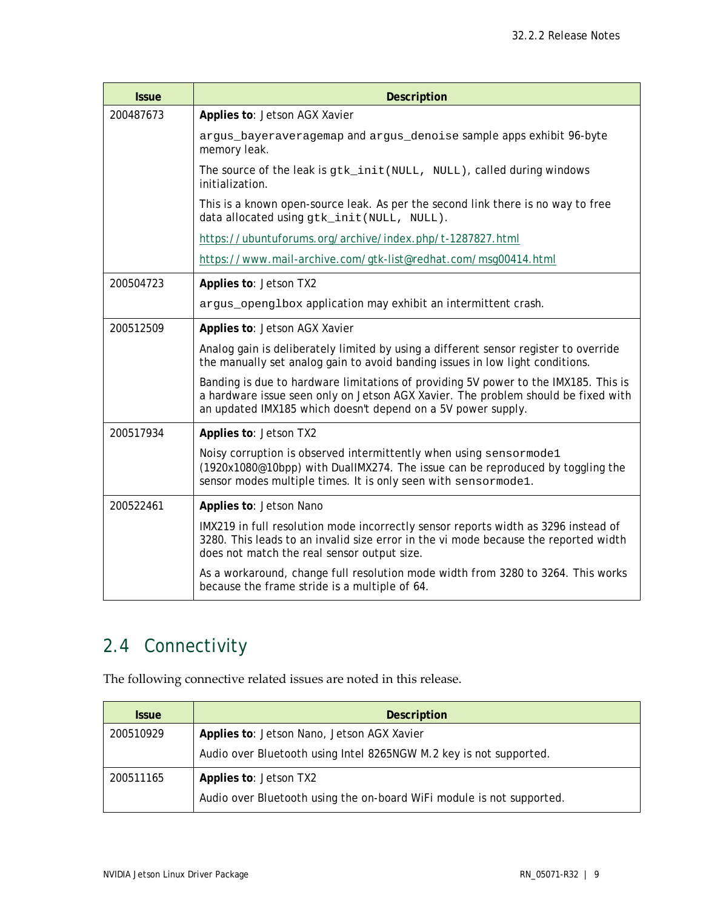| Issue | Description |
|---|---|
| 200487673 | **Applies to**: Jetson AGX Xavier<br><br>`argus_bayeraveragemap` and `argus_denoise` sample apps exhibit 96-byte memory leak.<br><br>The source of the leak is `gtk_init(NULL, NULL)`, called during windows initialization.<br><br>This is a known open-source leak. As per the second link there is no way to free data allocated using `gtk_init(NULL, NULL)`.<br><br>https://ubuntuforums.org/archive/index.php/t-1287827.html<br><br>https://www.mail-archive.com/gtk-list@redhat.com/msg00414.html |
| 200504723 | **Applies to**: Jetson TX2<br><br>`argus_openglbox` application may exhibit an intermittent crash. |
| 200512509 | **Applies to**: Jetson AGX Xavier<br><br>Analog gain is deliberately limited by using a different sensor register to override the manually set analog gain to avoid banding issues in low light conditions.<br><br>Banding is due to hardware limitations of providing 5V power to the IMX185. This is a hardware issue seen only on Jetson AGX Xavier. The problem should be fixed with an updated IMX185 which doesn't depend on a 5V power supply. |
| 200517934 | **Applies to**: Jetson TX2<br><br>Noisy corruption is observed intermittently when using `sensormode1` (1920x1080@10bpp) with DualIMX274. The issue can be reproduced by toggling the sensor modes multiple times. It is only seen with `sensormode1`. |
| 200522461 | **Applies to**: Jetson Nano<br><br>IMX219 in full resolution mode incorrectly sensor reports width as 3296 instead of 3280. This leads to an invalid size error in the vi mode because the reported width does not match the real sensor output size.<br><br>As a workaround, change full resolution mode width from 3280 to 3264. This works because the frame stride is a multiple of 64. |

## 2.4 Connectivity

The following connective related issues are noted in this release.

| Issue | Description |
|---|---|
| 200510929 | **Applies to**: Jetson Nano, Jetson AGX Xavier<br><br>Audio over Bluetooth using Intel 8265NGW M.2 key is not supported. |
| 200511165 | **Applies to**: Jetson TX2<br><br>Audio over Bluetooth using the on-board WiFi module is not supported. |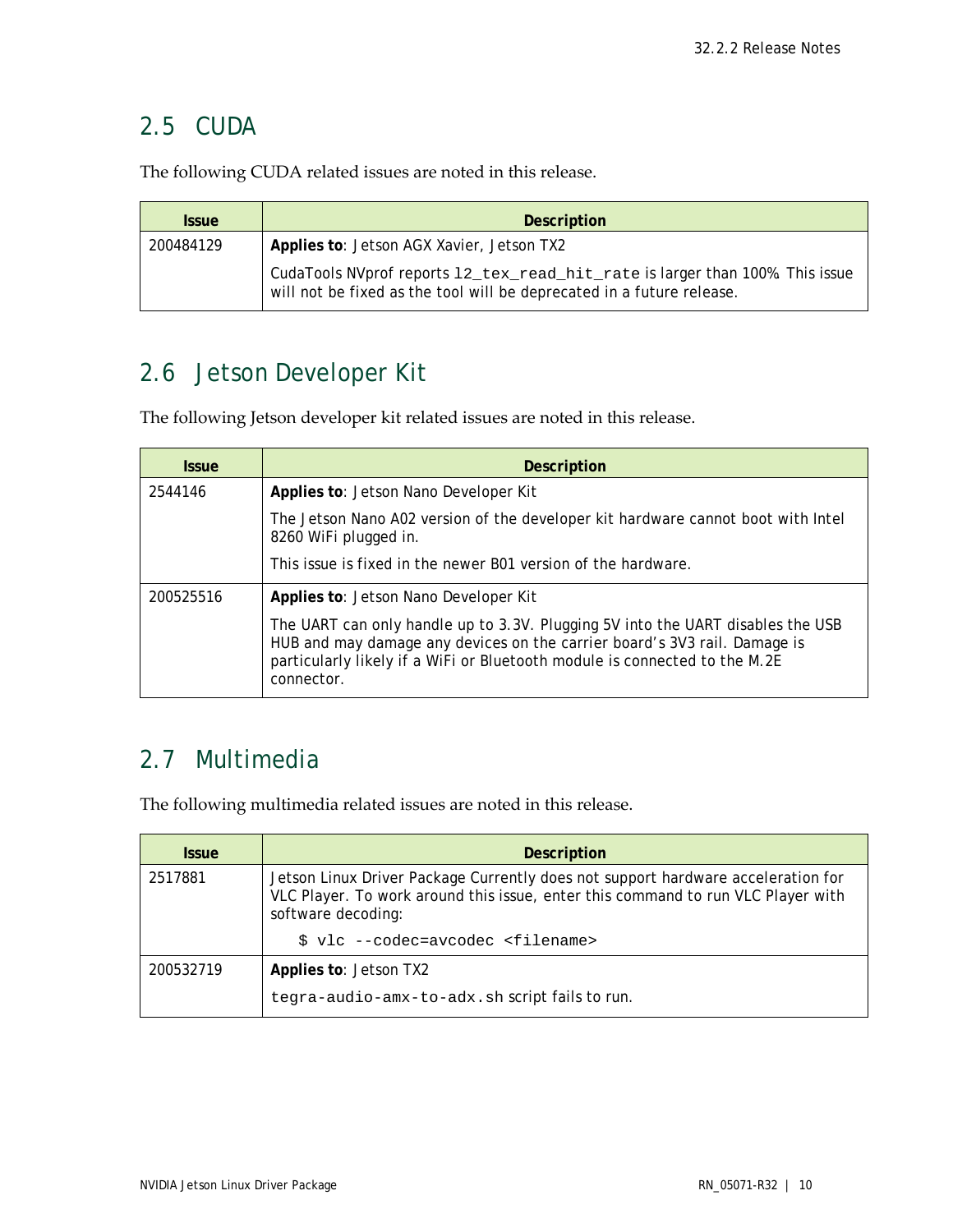## 2.5 CUDA

The following CUDA related issues are noted in this release.

| Issue | Description |
|---|---|
| 200484129 | **Applies to**: Jetson AGX Xavier, Jetson TX2<br><br>CudaTools NVprof reports `l2_tex_read_hit_rate` is larger than 100%. This issue will not be fixed as the tool will be deprecated in a future release. |

## 2.6 Jetson Developer Kit

The following Jetson developer kit related issues are noted in this release.

| Issue | Description |
|---|---|
| 2544146 | **Applies to**: Jetson Nano Developer Kit<br><br>The Jetson Nano A02 version of the developer kit hardware cannot boot with Intel 8260 WiFi plugged in.<br><br>This issue is fixed in the newer B01 version of the hardware. |
| 200525516 | **Applies to**: Jetson Nano Developer Kit<br><br>The UART can only handle up to 3.3V. Plugging 5V into the UART disables the USB HUB and may damage any devices on the carrier board's 3V3 rail. Damage is particularly likely if a WiFi or Bluetooth module is connected to the M.2E connector. |

## 2.7 Multimedia

The following multimedia related issues are noted in this release.

| Issue | Description |
|---|---|
| 2517881 | Jetson Linux Driver Package Currently does not support hardware acceleration for VLC Player. To work around this issue, enter this command to run VLC Player with software decoding:<br><br>`$ vlc --codec=avcodec <filename>` |
| 200532719 | **Applies to**: Jetson TX2<br><br>`tegra-audio-amx-to-adx.sh` script fails to run. |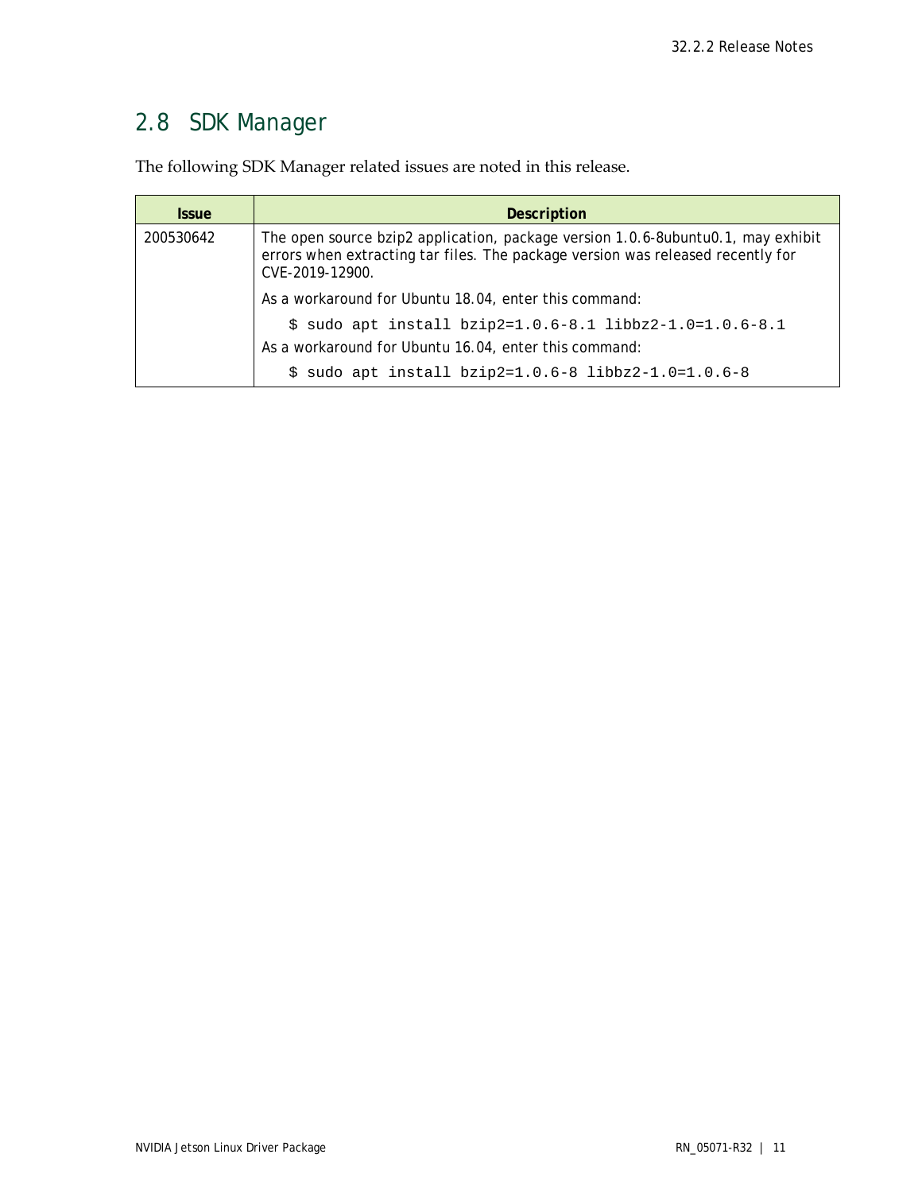## 2.8 SDK Manager

The following SDK Manager related issues are noted in this release.

| Issue | Description |
|---|---|
| 200530642 | The open source bzip2 application, package version 1.0.6-8ubuntu0.1, may exhibit errors when extracting tar files. The package version was released recently for CVE-2019-12900.<br><br>As a workaround for Ubuntu 18.04, enter this command:<br><br>`$ sudo apt install bzip2=1.0.6-8.1 libbz2-1.0=1.0.6-8.1`<br><br>As a workaround for Ubuntu 16.04, enter this command:<br><br>`$ sudo apt install bzip2=1.0.6-8 libbz2-1.0=1.0.6-8` |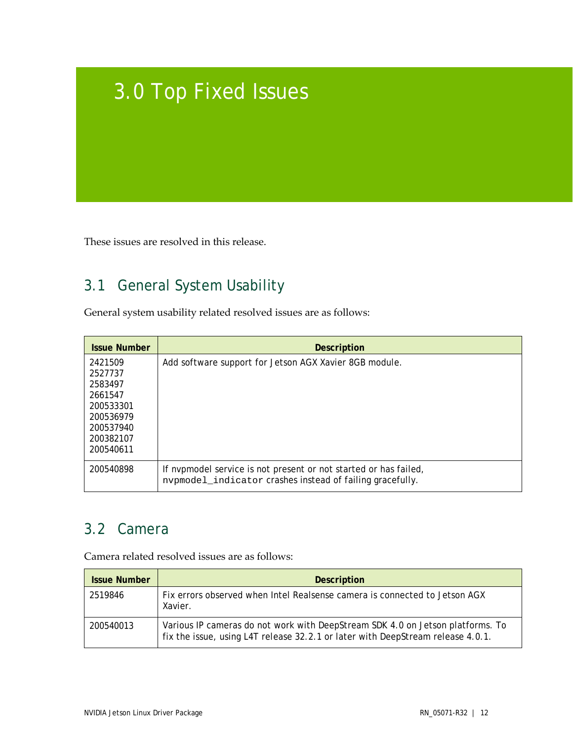# 3.0 Top Fixed Issues

These issues are resolved in this release.

## 3.1 General System Usability

General system usability related resolved issues are as follows:

| Issue Number | Description |
|---|---|
| 2421509<br>2527737<br>2583497<br>2661547<br>200533301<br>200536979<br>200537940<br>200382107<br>200540611 | Add software support for Jetson AGX Xavier 8GB module. |
| 200540898 | If nvpmodel service is not present or not started or has failed, `nvpmodel_indicator` crashes instead of failing gracefully. |

## 3.2 Camera

Camera related resolved issues are as follows:

| Issue Number | Description |
|---|---|
| 2519846 | Fix errors observed when Intel Realsense camera is connected to Jetson AGX Xavier. |
| 200540013 | Various IP cameras do not work with DeepStream SDK 4.0 on Jetson platforms. To fix the issue, using L4T release 32.2.1 or later with DeepStream release 4.0.1. |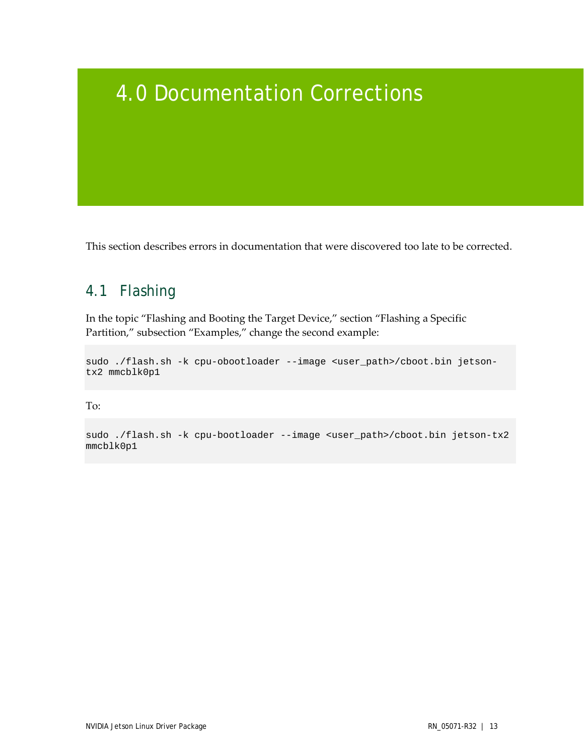# 4.0 Documentation Corrections

This section describes errors in documentation that were discovered too late to be corrected.

## 4.1 Flashing

In the topic "Flashing and Booting the Target Device," section "Flashing a Specific Partition," subsection "Examples," change the second example:

```
sudo ./flash.sh -k cpu-obootloader --image <user_path>/cboot.bin jetson-
tx2 mmcblk0p1
```

To:

```
sudo ./flash.sh -k cpu-bootloader --image <user_path>/cboot.bin jetson-tx2
mmcblk0p1
```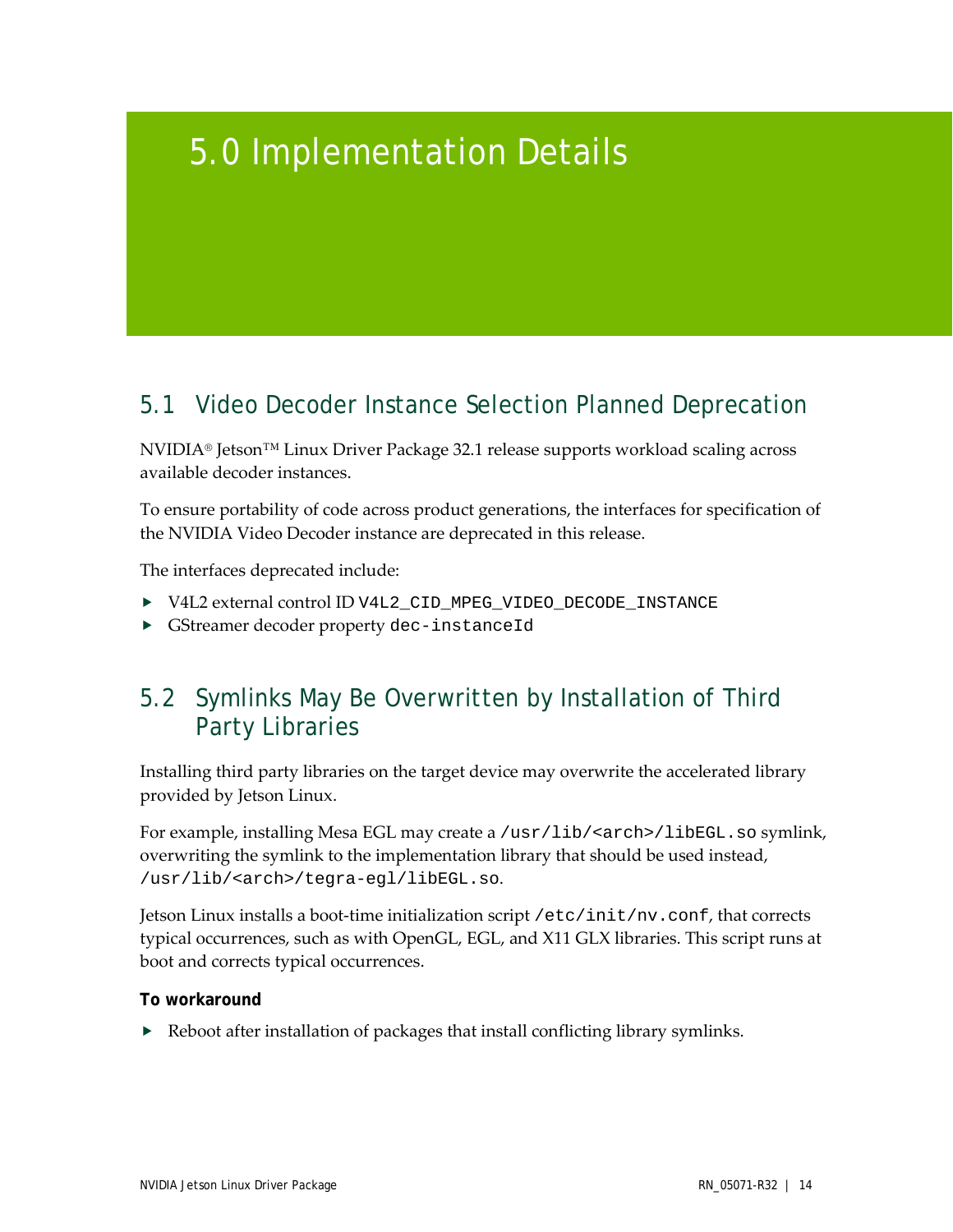# 5.0 Implementation Details

## 5.1 Video Decoder Instance Selection Planned Deprecation

NVIDIA® Jetson™ Linux Driver Package 32.1 release supports workload scaling across available decoder instances.

To ensure portability of code across product generations, the interfaces for specification of the NVIDIA Video Decoder instance are deprecated in this release.

The interfaces deprecated include:

- V4L2 external control ID `V4L2_CID_MPEG_VIDEO_DECODE_INSTANCE`
- GStreamer decoder property `dec-instanceId`

## 5.2 Symlinks May Be Overwritten by Installation of Third Party Libraries

Installing third party libraries on the target device may overwrite the accelerated library provided by Jetson Linux.

For example, installing Mesa EGL may create a `/usr/lib/<arch>/libEGL.so` symlink, overwriting the symlink to the implementation library that should be used instead, `/usr/lib/<arch>/tegra-egl/libEGL.so`.

Jetson Linux installs a boot-time initialization script `/etc/init/nv.conf`, that corrects typical occurrences, such as with OpenGL, EGL, and X11 GLX libraries. This script runs at boot and corrects typical occurrences.

**To workaround**

- Reboot after installation of packages that install conflicting library symlinks.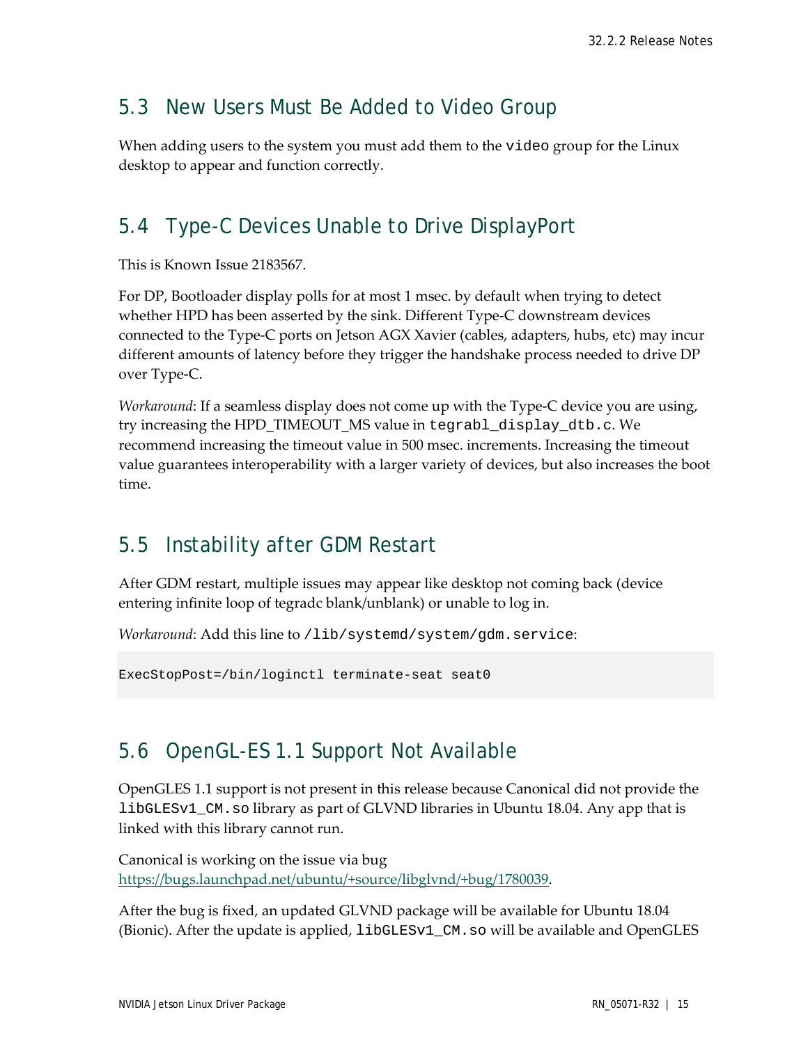## 5.3 New Users Must Be Added to Video Group

When adding users to the system you must add them to the `video` group for the Linux desktop to appear and function correctly.

## 5.4 Type-C Devices Unable to Drive DisplayPort

This is Known Issue 2183567.

For DP, Bootloader display polls for at most 1 msec. by default when trying to detect whether HPD has been asserted by the sink. Different Type-C downstream devices connected to the Type-C ports on Jetson AGX Xavier (cables, adapters, hubs, etc) may incur different amounts of latency before they trigger the handshake process needed to drive DP over Type-C.

*Workaround*: If a seamless display does not come up with the Type-C device you are using, try increasing the HPD_TIMEOUT_MS value in `tegrabl_display_dtb.c`. We recommend increasing the timeout value in 500 msec. increments. Increasing the timeout value guarantees interoperability with a larger variety of devices, but also increases the boot time.

## 5.5 Instability after GDM Restart

After GDM restart, multiple issues may appear like desktop not coming back (device entering infinite loop of tegradc blank/unblank) or unable to log in.

*Workaround*: Add this line to `/lib/systemd/system/gdm.service`:

```
ExecStopPost=/bin/loginctl terminate-seat seat0
```

## 5.6 OpenGL-ES 1.1 Support Not Available

OpenGLES 1.1 support is not present in this release because Canonical did not provide the `libGLESv1_CM.so` library as part of GLVND libraries in Ubuntu 18.04. Any app that is linked with this library cannot run.

Canonical is working on the issue via bug https://bugs.launchpad.net/ubuntu/+source/libglvnd/+bug/1780039.

After the bug is fixed, an updated GLVND package will be available for Ubuntu 18.04 (Bionic). After the update is applied, `libGLESv1_CM.so` will be available and OpenGLES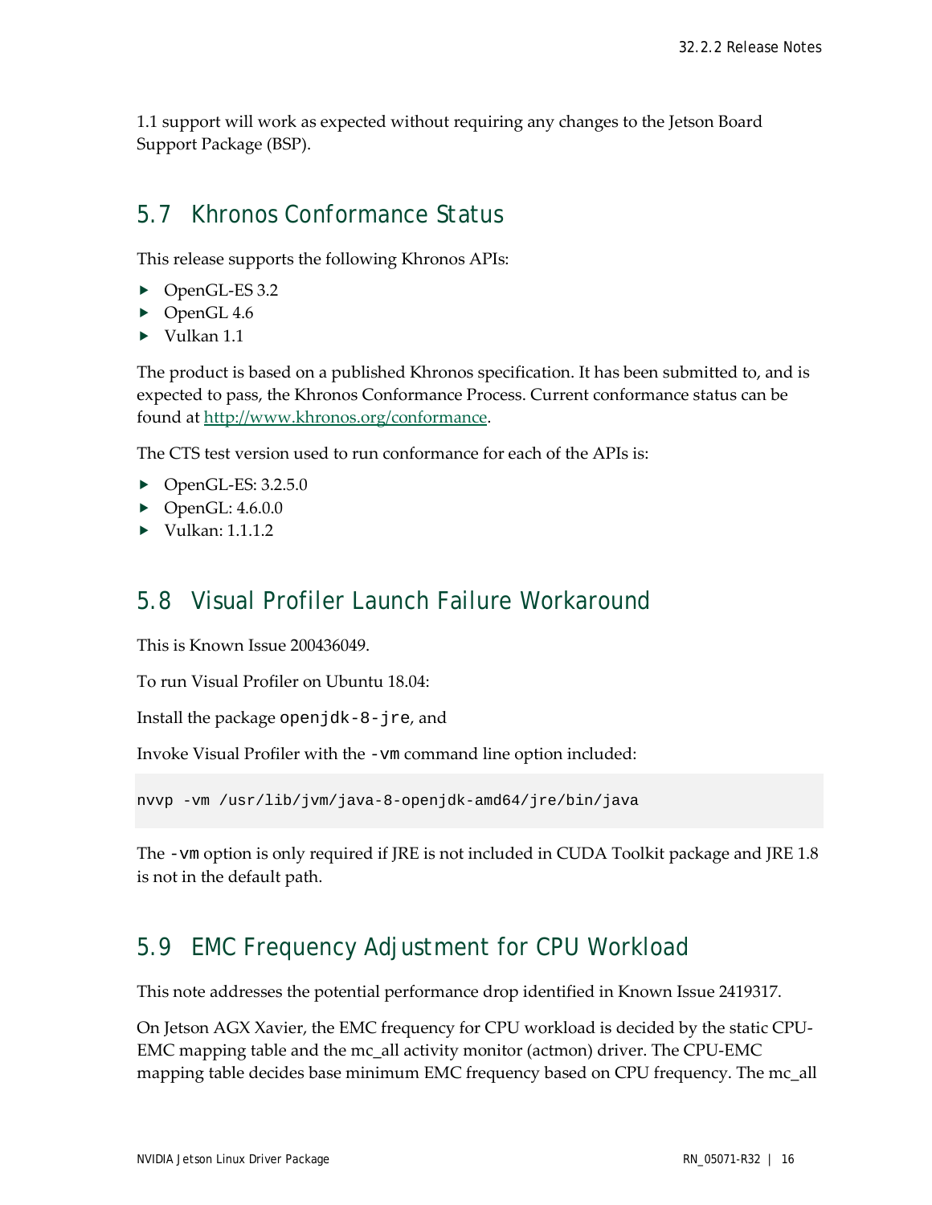1.1 support will work as expected without requiring any changes to the Jetson Board Support Package (BSP).

## 5.7 Khronos Conformance Status

This release supports the following Khronos APIs:

- OpenGL-ES 3.2
- OpenGL 4.6
- Vulkan 1.1

The product is based on a published Khronos specification. It has been submitted to, and is expected to pass, the Khronos Conformance Process. Current conformance status can be found at [http://www.khronos.org/conformance](http://www.khronos.org/conformance).

The CTS test version used to run conformance for each of the APIs is:

- OpenGL-ES: 3.2.5.0
- OpenGL: 4.6.0.0
- Vulkan: 1.1.1.2

## 5.8 Visual Profiler Launch Failure Workaround

This is Known Issue 200436049.

To run Visual Profiler on Ubuntu 18.04:

Install the package `openjdk-8-jre`, and

Invoke Visual Profiler with the `-vm` command line option included:

```
nvvp -vm /usr/lib/jvm/java-8-openjdk-amd64/jre/bin/java
```

The `-vm` option is only required if JRE is not included in CUDA Toolkit package and JRE 1.8 is not in the default path.

## 5.9 EMC Frequency Adjustment for CPU Workload

This note addresses the potential performance drop identified in Known Issue 2419317.

On Jetson AGX Xavier, the EMC frequency for CPU workload is decided by the static CPU-EMC mapping table and the mc_all activity monitor (actmon) driver. The CPU-EMC mapping table decides base minimum EMC frequency based on CPU frequency. The mc_all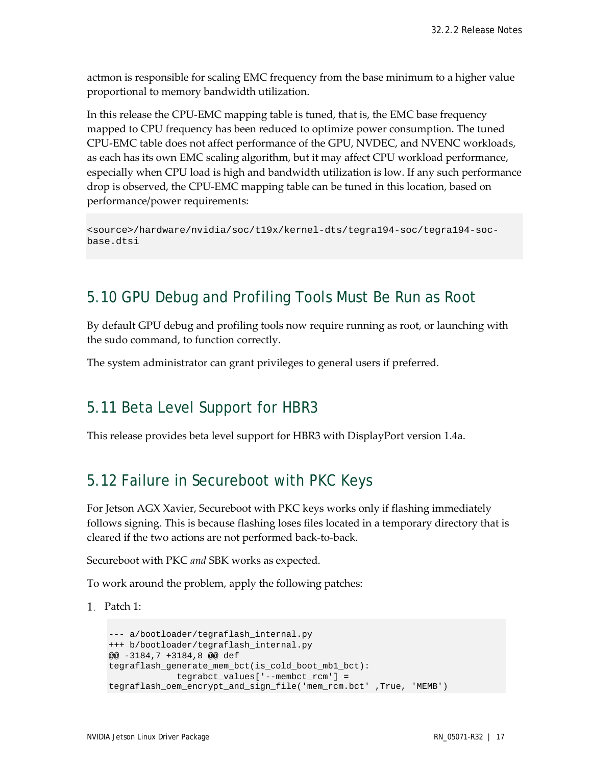actmon is responsible for scaling EMC frequency from the base minimum to a higher value proportional to memory bandwidth utilization.

In this release the CPU-EMC mapping table is tuned, that is, the EMC base frequency mapped to CPU frequency has been reduced to optimize power consumption. The tuned CPU-EMC table does not affect performance of the GPU, NVDEC, and NVENC workloads, as each has its own EMC scaling algorithm, but it may affect CPU workload performance, especially when CPU load is high and bandwidth utilization is low. If any such performance drop is observed, the CPU-EMC mapping table can be tuned in this location, based on performance/power requirements:

```
<source>/hardware/nvidia/soc/t19x/kernel-dts/tegra194-soc/tegra194-soc-base.dtsi
```

## 5.10 GPU Debug and Profiling Tools Must Be Run as Root

By default GPU debug and profiling tools now require running as root, or launching with the sudo command, to function correctly.

The system administrator can grant privileges to general users if preferred.

## 5.11 Beta Level Support for HBR3

This release provides beta level support for HBR3 with DisplayPort version 1.4a.

## 5.12 Failure in Secureboot with PKC Keys

For Jetson AGX Xavier, Secureboot with PKC keys works only if flashing immediately follows signing. This is because flashing loses files located in a temporary directory that is cleared if the two actions are not performed back-to-back.

Secureboot with PKC *and* SBK works as expected.

To work around the problem, apply the following patches:

1. Patch 1:

```
--- a/bootloader/tegraflash_internal.py
+++ b/bootloader/tegraflash_internal.py
@@ -3184,7 +3184,8 @@ def
tegraflash_generate_mem_bct(is_cold_boot_mb1_bct):
             tegrabct_values['--membct_rcm'] =
tegraflash_oem_encrypt_and_sign_file('mem_rcm.bct' ,True, 'MEMB')
```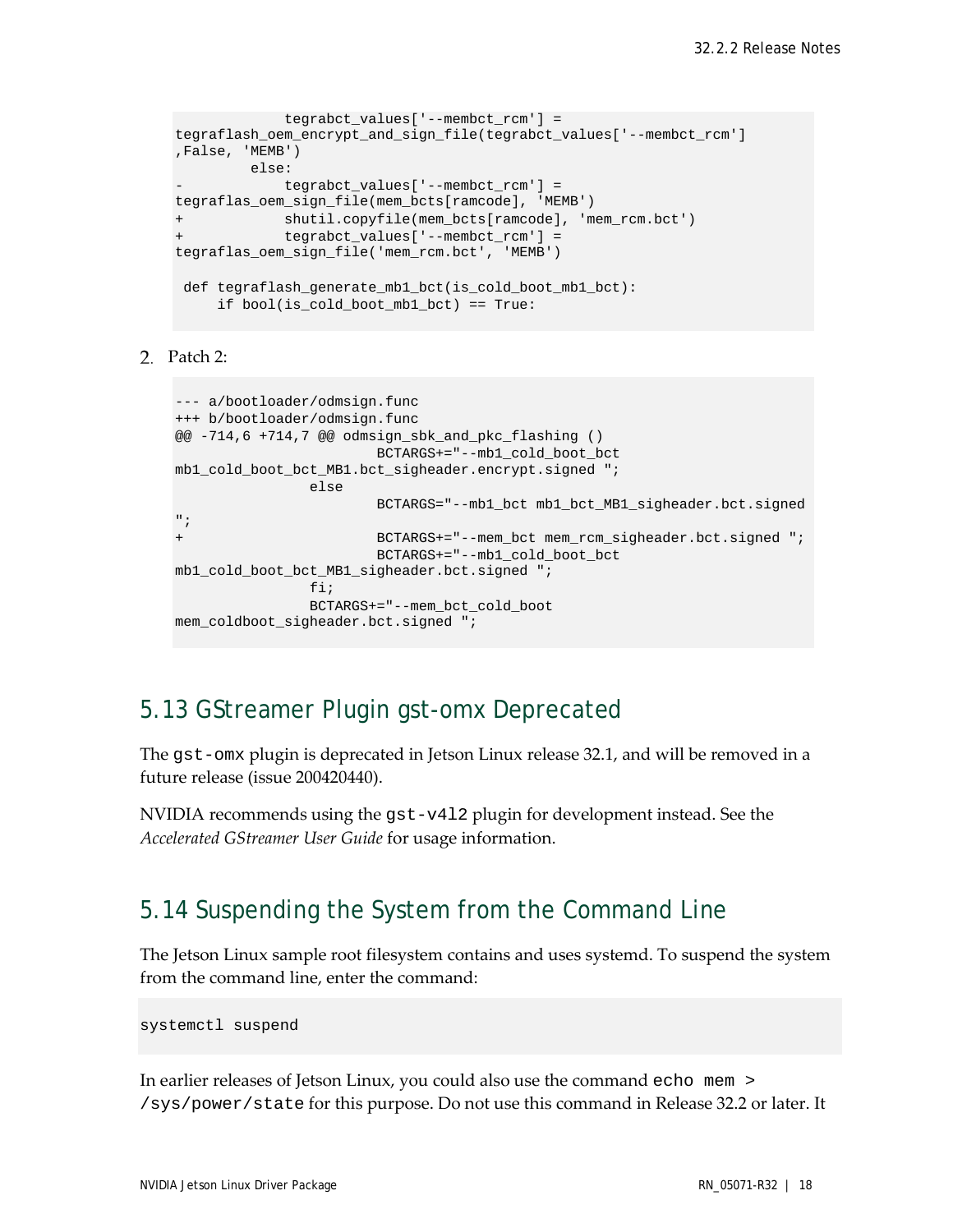```
            tegrabct_values['--membct_rcm'] =
tegraflash_oem_encrypt_and_sign_file(tegrabct_values['--membct_rcm']
,False, 'MEMB')
        else:
-            tegrabct_values['--membct_rcm'] =
tegraflas_oem_sign_file(mem_bcts[ramcode], 'MEMB')
+            shutil.copyfile(mem_bcts[ramcode], 'mem_rcm.bct')
+            tegrabct_values['--membct_rcm'] =
tegraflas_oem_sign_file('mem_rcm.bct', 'MEMB')

 def tegraflash_generate_mb1_bct(is_cold_boot_mb1_bct):
     if bool(is_cold_boot_mb1_bct) == True:
```

2. Patch 2:

```
--- a/bootloader/odmsign.func
+++ b/bootloader/odmsign.func
@@ -714,6 +714,7 @@ odmsign_sbk_and_pkc_flashing ()
                        BCTARGS+="--mb1_cold_boot_bct
mb1_cold_boot_bct_MB1.bct_sigheader.encrypt.signed ";
                else
                        BCTARGS="--mb1_bct mb1_bct_MB1_sigheader.bct.signed
";
+                       BCTARGS+="--mem_bct mem_rcm_sigheader.bct.signed ";
                        BCTARGS+="--mb1_cold_boot_bct
mb1_cold_boot_bct_MB1_sigheader.bct.signed ";
                fi;
                BCTARGS+="--mem_bct_cold_boot
mem_coldboot_sigheader.bct.signed ";
```

## 5.13 GStreamer Plugin gst-omx Deprecated

The `gst-omx` plugin is deprecated in Jetson Linux release 32.1, and will be removed in a future release (issue 200420440).

NVIDIA recommends using the `gst-v4l2` plugin for development instead. See the *Accelerated GStreamer User Guide* for usage information.

## 5.14 Suspending the System from the Command Line

The Jetson Linux sample root filesystem contains and uses systemd. To suspend the system from the command line, enter the command:

```
systemctl suspend
```

In earlier releases of Jetson Linux, you could also use the command `echo mem > /sys/power/state` for this purpose. Do not use this command in Release 32.2 or later. It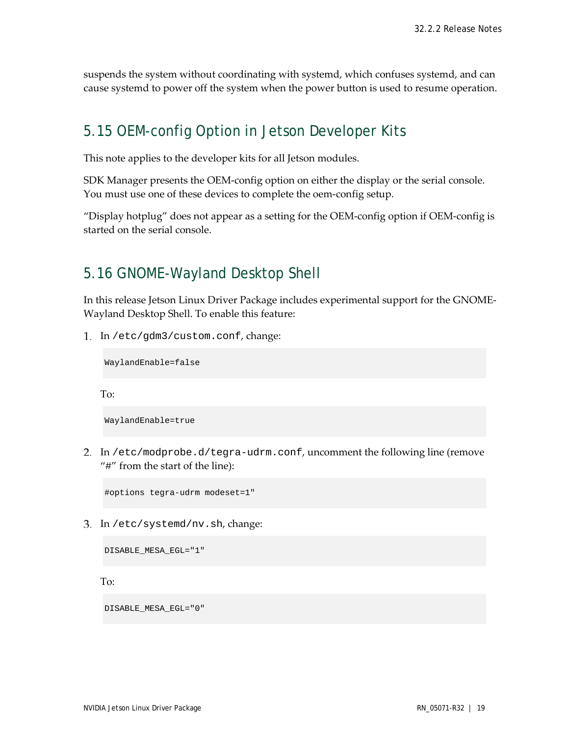suspends the system without coordinating with systemd, which confuses systemd, and can cause systemd to power off the system when the power button is used to resume operation.

## 5.15 OEM-config Option in Jetson Developer Kits

This note applies to the developer kits for all Jetson modules.

SDK Manager presents the OEM-config option on either the display or the serial console. You must use one of these devices to complete the oem-config setup.

"Display hotplug" does not appear as a setting for the OEM-config option if OEM-config is started on the serial console.

## 5.16 GNOME-Wayland Desktop Shell

In this release Jetson Linux Driver Package includes experimental support for the GNOME-Wayland Desktop Shell. To enable this feature:

1. In `/etc/gdm3/custom.conf`, change:

   ```
   WaylandEnable=false
   ```

   To:

   ```
   WaylandEnable=true
   ```

2. In `/etc/modprobe.d/tegra-udrm.conf`, uncomment the following line (remove "#" from the start of the line):

   ```
   #options tegra-udrm modeset=1"
   ```

3. In `/etc/systemd/nv.sh`, change:

   ```
   DISABLE_MESA_EGL="1"
   ```

   To:

   ```
   DISABLE_MESA_EGL="0"
   ```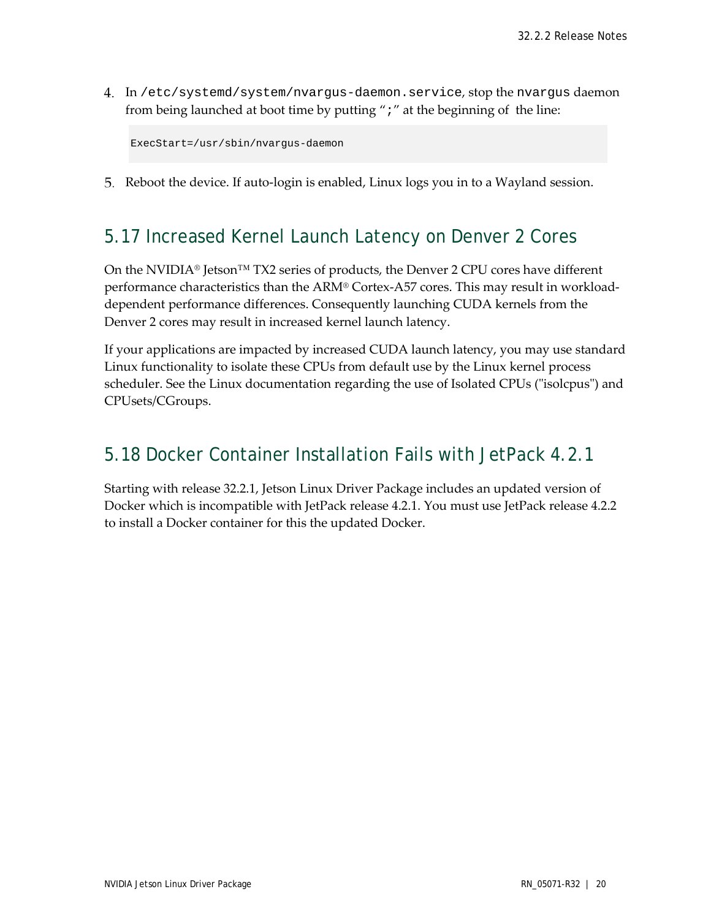4. In `/etc/systemd/system/nvargus-daemon.service`, stop the `nvargus` daemon from being launched at boot time by putting "`;`" at the beginning of the line:

```
ExecStart=/usr/sbin/nvargus-daemon
```

5. Reboot the device. If auto-login is enabled, Linux logs you in to a Wayland session.

## 5.17 Increased Kernel Launch Latency on Denver 2 Cores

On the NVIDIA® Jetson™ TX2 series of products, the Denver 2 CPU cores have different performance characteristics than the ARM® Cortex-A57 cores. This may result in workload-dependent performance differences. Consequently launching CUDA kernels from the Denver 2 cores may result in increased kernel launch latency.

If your applications are impacted by increased CUDA launch latency, you may use standard Linux functionality to isolate these CPUs from default use by the Linux kernel process scheduler. See the Linux documentation regarding the use of Isolated CPUs ("isolcpus") and CPUsets/CGroups.

## 5.18 Docker Container Installation Fails with JetPack 4.2.1

Starting with release 32.2.1, Jetson Linux Driver Package includes an updated version of Docker which is incompatible with JetPack release 4.2.1. You must use JetPack release 4.2.2 to install a Docker container for this the updated Docker.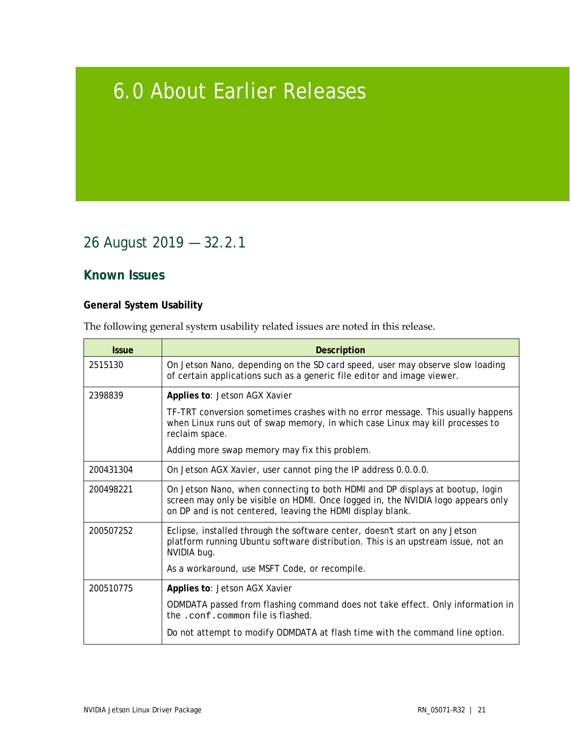# 6.0 About Earlier Releases

## 26 August 2019 — 32.2.1

### Known Issues

#### General System Usability

The following general system usability related issues are noted in this release.

| Issue | Description |
|---|---|
| 2515130 | On Jetson Nano, depending on the SD card speed, user may observe slow loading of certain applications such as a generic file editor and image viewer. |
| 2398839 | **Applies to**: Jetson AGX Xavier<br><br>TF-TRT conversion sometimes crashes with no error message. This usually happens when Linux runs out of swap memory, in which case Linux may kill processes to reclaim space.<br><br>Adding more swap memory may fix this problem. |
| 200431304 | On Jetson AGX Xavier, user cannot ping the IP address 0.0.0.0. |
| 200498221 | On Jetson Nano, when connecting to both HDMI and DP displays at bootup, login screen may only be visible on HDMI. Once logged in, the NVIDIA logo appears only on DP and is not centered, leaving the HDMI display blank. |
| 200507252 | Eclipse, installed through the software center, doesn't start on any Jetson platform running Ubuntu software distribution. This is an upstream issue, not an NVIDIA bug.<br><br>As a workaround, use MSFT Code, or recompile. |
| 200510775 | **Applies to**: Jetson AGX Xavier<br><br>ODMDATA passed from flashing command does not take effect. Only information in the `.conf.common` file is flashed.<br><br>Do not attempt to modify ODMDATA at flash time with the command line option. |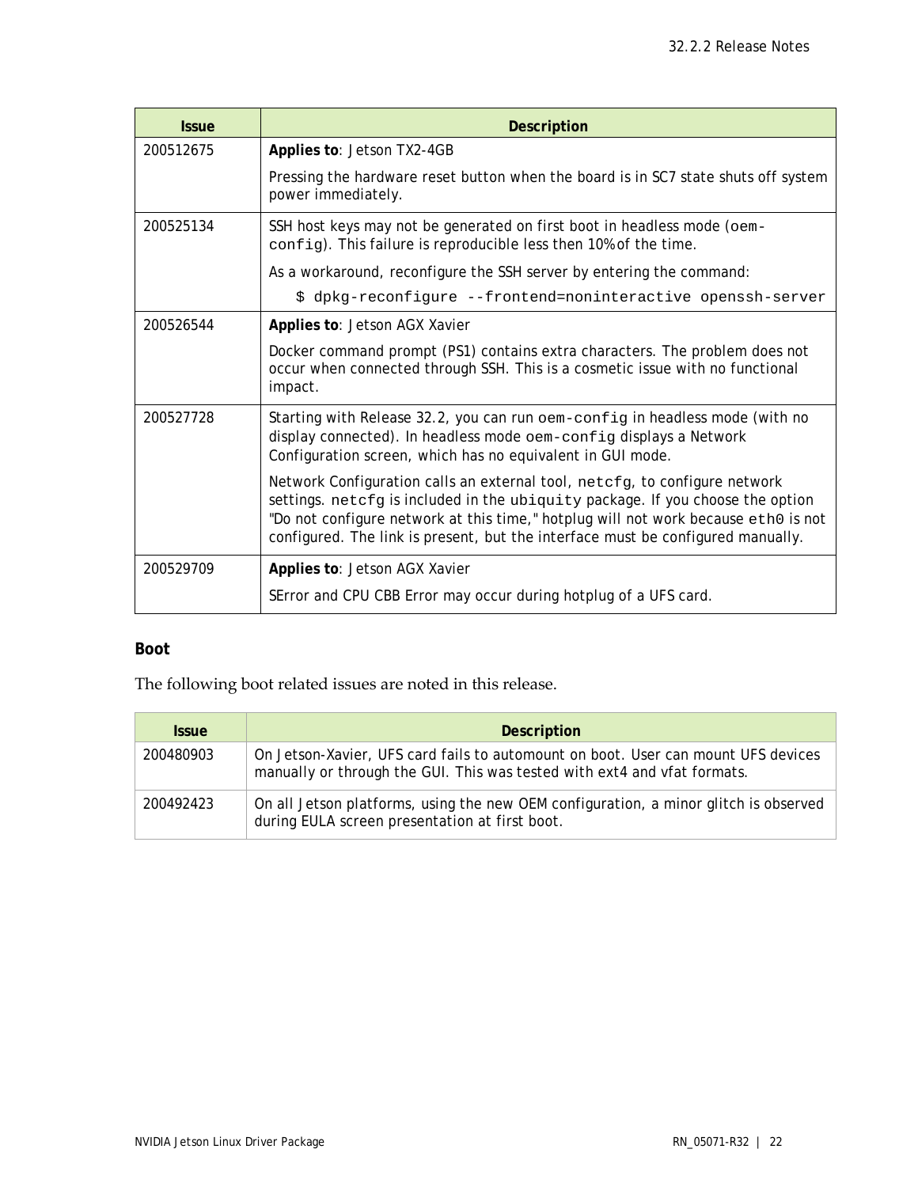| Issue | Description |
|---|---|
| 200512675 | **Applies to**: Jetson TX2-4GB<br><br>Pressing the hardware reset button when the board is in SC7 state shuts off system power immediately. |
| 200525134 | SSH host keys may not be generated on first boot in headless mode (`oem-config`). This failure is reproducible less then 10% of the time.<br><br>As a workaround, reconfigure the SSH server by entering the command:<br><br>`$ dpkg-reconfigure --frontend=noninteractive openssh-server` |
| 200526544 | **Applies to**: Jetson AGX Xavier<br><br>Docker command prompt (PS1) contains extra characters. The problem does not occur when connected through SSH. This is a cosmetic issue with no functional impact. |
| 200527728 | Starting with Release 32.2, you can run `oem-config` in headless mode (with no display connected). In headless mode `oem-config` displays a Network Configuration screen, which has no equivalent in GUI mode.<br><br>Network Configuration calls an external tool, `netcfg`, to configure network settings. `netcfg` is included in the `ubiquity` package. If you choose the option "Do not configure network at this time," hotplug will not work because `eth0` is not configured. The link is present, but the interface must be configured manually. |
| 200529709 | **Applies to**: Jetson AGX Xavier<br><br>SError and CPU CBB Error may occur during hotplug of a UFS card. |

### Boot

The following boot related issues are noted in this release.

| Issue | Description |
|---|---|
| 200480903 | On Jetson-Xavier, UFS card fails to automount on boot. User can mount UFS devices manually or through the GUI. This was tested with ext4 and vfat formats. |
| 200492423 | On all Jetson platforms, using the new OEM configuration, a minor glitch is observed during EULA screen presentation at first boot. |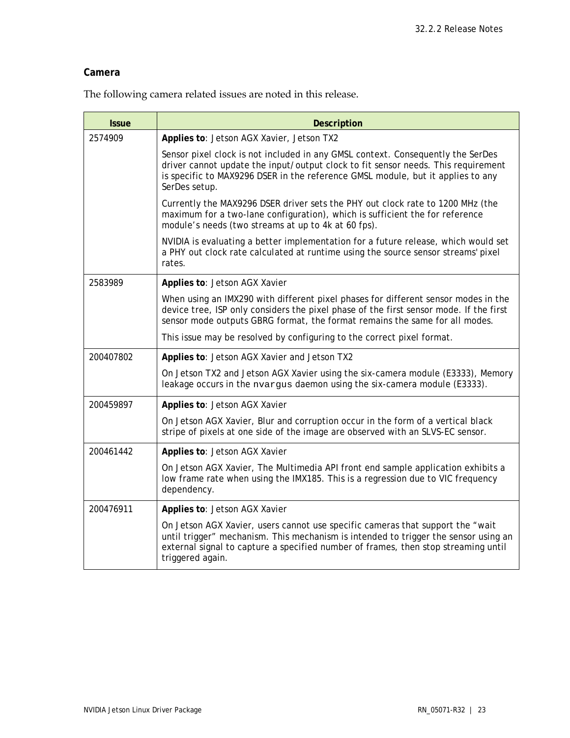### Camera

The following camera related issues are noted in this release.

| Issue | Description |
|---|---|
| 2574909 | **Applies to**: Jetson AGX Xavier, Jetson TX2<br><br>Sensor pixel clock is not included in any GMSL context. Consequently the SerDes driver cannot update the input/output clock to fit sensor needs. This requirement is specific to MAX9296 DSER in the reference GMSL module, but it applies to any SerDes setup.<br><br>Currently the MAX9296 DSER driver sets the PHY out clock rate to 1200 MHz (the maximum for a two-lane configuration), which is sufficient the for reference module's needs (two streams at up to 4k at 60 fps).<br><br>NVIDIA is evaluating a better implementation for a future release, which would set a PHY out clock rate calculated at runtime using the source sensor streams' pixel rates. |
| 2583989 | **Applies to**: Jetson AGX Xavier<br><br>When using an IMX290 with different pixel phases for different sensor modes in the device tree, ISP only considers the pixel phase of the first sensor mode. If the first sensor mode outputs GBRG format, the format remains the same for all modes.<br><br>This issue may be resolved by configuring to the correct pixel format. |
| 200407802 | **Applies to**: Jetson AGX Xavier and Jetson TX2<br><br>On Jetson TX2 and Jetson AGX Xavier using the six-camera module (E3333), Memory leakage occurs in the `nvargus` daemon using the six-camera module (E3333). |
| 200459897 | **Applies to**: Jetson AGX Xavier<br><br>On Jetson AGX Xavier, Blur and corruption occur in the form of a vertical black stripe of pixels at one side of the image are observed with an SLVS-EC sensor. |
| 200461442 | **Applies to**: Jetson AGX Xavier<br><br>On Jetson AGX Xavier, The Multimedia API front end sample application exhibits a low frame rate when using the IMX185. This is a regression due to VIC frequency dependency. |
| 200476911 | **Applies to**: Jetson AGX Xavier<br><br>On Jetson AGX Xavier, users cannot use specific cameras that support the "wait until trigger" mechanism. This mechanism is intended to trigger the sensor using an external signal to capture a specified number of frames, then stop streaming until triggered again. |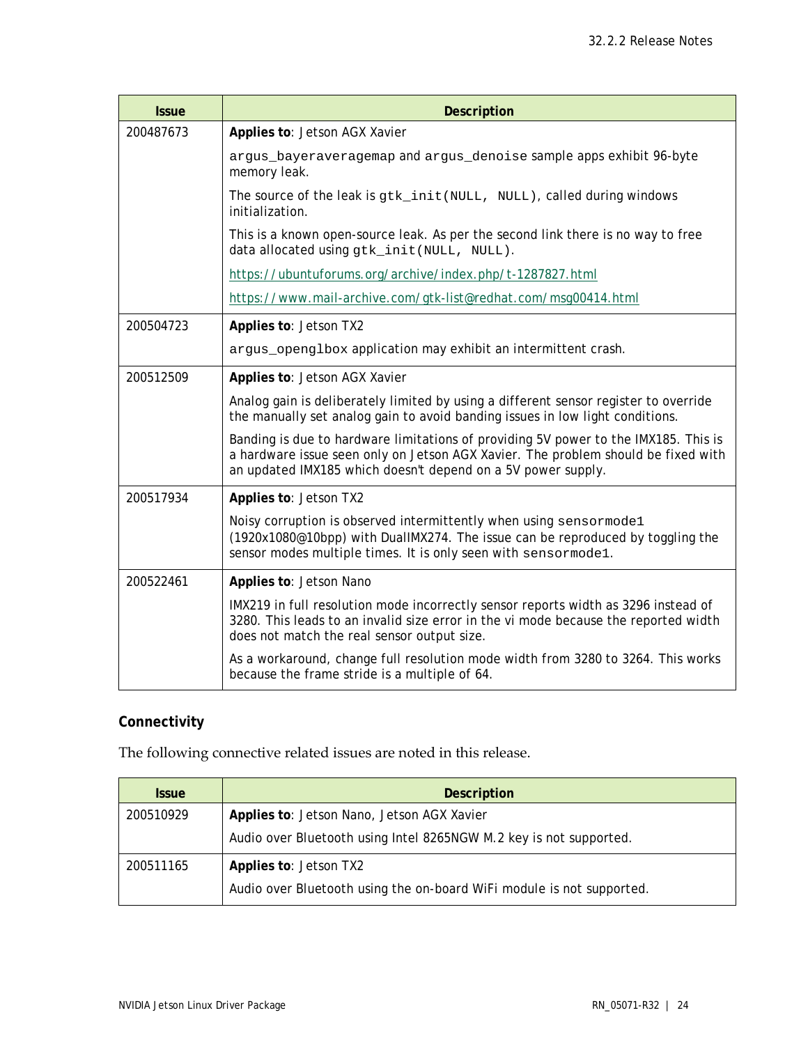| Issue | Description |
|---|---|
| 200487673 | **Applies to**: Jetson AGX Xavier<br><br>`argus_bayeraveragemap` and `argus_denoise` sample apps exhibit 96-byte memory leak.<br><br>The source of the leak is `gtk_init(NULL, NULL)`, called during windows initialization.<br><br>This is a known open-source leak. As per the second link there is no way to free data allocated using `gtk_init(NULL, NULL)`.<br><br>https://ubuntuforums.org/archive/index.php/t-1287827.html<br><br>https://www.mail-archive.com/gtk-list@redhat.com/msg00414.html |
| 200504723 | **Applies to**: Jetson TX2<br><br>`argus_openglbox` application may exhibit an intermittent crash. |
| 200512509 | **Applies to**: Jetson AGX Xavier<br><br>Analog gain is deliberately limited by using a different sensor register to override the manually set analog gain to avoid banding issues in low light conditions.<br><br>Banding is due to hardware limitations of providing 5V power to the IMX185. This is a hardware issue seen only on Jetson AGX Xavier. The problem should be fixed with an updated IMX185 which doesn't depend on a 5V power supply. |
| 200517934 | **Applies to**: Jetson TX2<br><br>Noisy corruption is observed intermittently when using `sensormode1` (1920x1080@10bpp) with DualIMX274. The issue can be reproduced by toggling the sensor modes multiple times. It is only seen with `sensormode1`. |
| 200522461 | **Applies to**: Jetson Nano<br><br>IMX219 in full resolution mode incorrectly sensor reports width as 3296 instead of 3280. This leads to an invalid size error in the vi mode because the reported width does not match the real sensor output size.<br><br>As a workaround, change full resolution mode width from 3280 to 3264. This works because the frame stride is a multiple of 64. |

### Connectivity

The following connective related issues are noted in this release.

| Issue | Description |
|---|---|
| 200510929 | **Applies to**: Jetson Nano, Jetson AGX Xavier<br><br>Audio over Bluetooth using Intel 8265NGW M.2 key is not supported. |
| 200511165 | **Applies to**: Jetson TX2<br><br>Audio over Bluetooth using the on-board WiFi module is not supported. |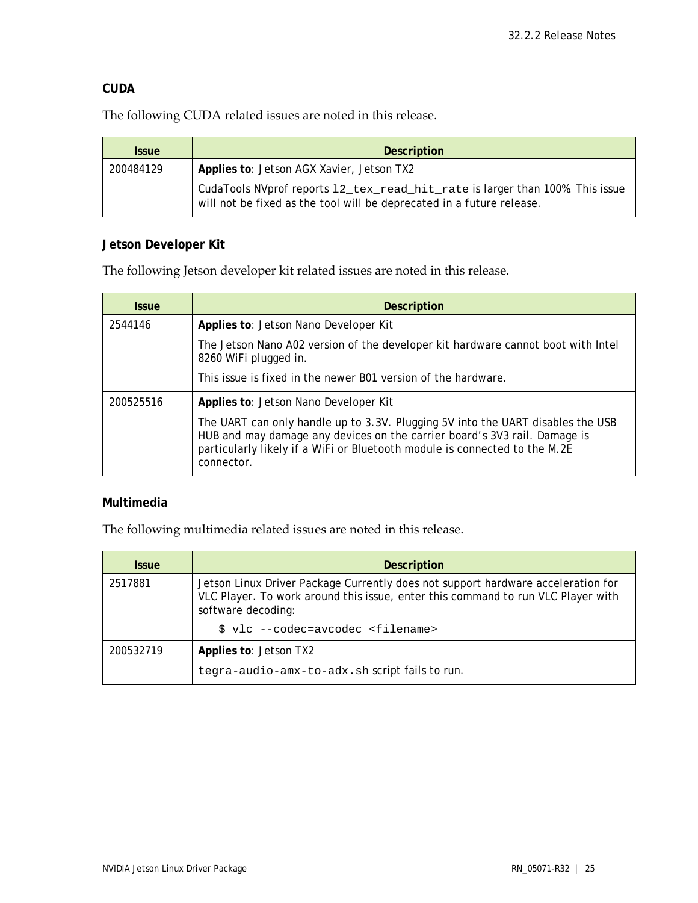### CUDA

The following CUDA related issues are noted in this release.

| Issue | Description |
|---|---|
| 200484129 | **Applies to**: Jetson AGX Xavier, Jetson TX2<br><br>CudaTools NVprof reports `l2_tex_read_hit_rate` is larger than 100%. This issue will not be fixed as the tool will be deprecated in a future release. |

### Jetson Developer Kit

The following Jetson developer kit related issues are noted in this release.

| Issue | Description |
|---|---|
| 2544146 | **Applies to**: Jetson Nano Developer Kit<br><br>The Jetson Nano A02 version of the developer kit hardware cannot boot with Intel 8260 WiFi plugged in.<br><br>This issue is fixed in the newer B01 version of the hardware. |
| 200525516 | **Applies to**: Jetson Nano Developer Kit<br><br>The UART can only handle up to 3.3V. Plugging 5V into the UART disables the USB HUB and may damage any devices on the carrier board's 3V3 rail. Damage is particularly likely if a WiFi or Bluetooth module is connected to the M.2E connector. |

### Multimedia

The following multimedia related issues are noted in this release.

| Issue | Description |
|---|---|
| 2517881 | Jetson Linux Driver Package Currently does not support hardware acceleration for VLC Player. To work around this issue, enter this command to run VLC Player with software decoding:<br><br>`$ vlc --codec=avcodec <filename>` |
| 200532719 | **Applies to**: Jetson TX2<br><br>`tegra-audio-amx-to-adx.sh` script fails to run. |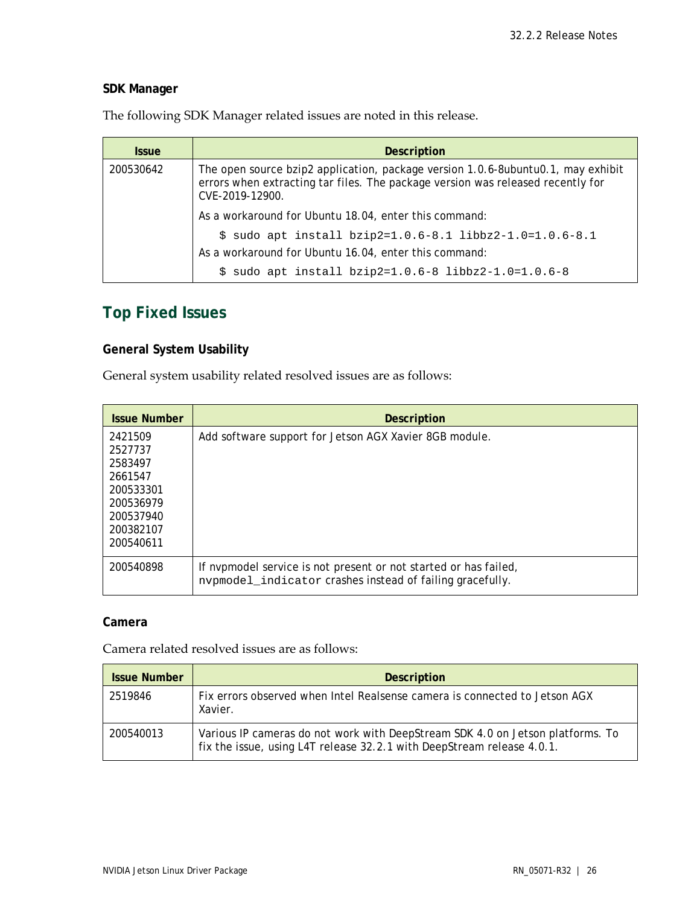### SDK Manager

The following SDK Manager related issues are noted in this release.

| Issue | Description |
|---|---|
| 200530642 | The open source bzip2 application, package version 1.0.6-8ubuntu0.1, may exhibit errors when extracting tar files. The package version was released recently for CVE-2019-12900.<br><br>As a workaround for Ubuntu 18.04, enter this command:<br><br>`$ sudo apt install bzip2=1.0.6-8.1 libbz2-1.0=1.0.6-8.1`<br><br>As a workaround for Ubuntu 16.04, enter this command:<br><br>`$ sudo apt install bzip2=1.0.6-8 libbz2-1.0=1.0.6-8` |

## Top Fixed Issues

### General System Usability

General system usability related resolved issues are as follows:

| Issue Number | Description |
|---|---|
| 2421509<br>2527737<br>2583497<br>2661547<br>200533301<br>200536979<br>200537940<br>200382107<br>200540611 | Add software support for Jetson AGX Xavier 8GB module. |
| 200540898 | If nvpmodel service is not present or not started or has failed, `nvpmodel_indicator` crashes instead of failing gracefully. |

### Camera

Camera related resolved issues are as follows:

| Issue Number | Description |
|---|---|
| 2519846 | Fix errors observed when Intel Realsense camera is connected to Jetson AGX Xavier. |
| 200540013 | Various IP cameras do not work with DeepStream SDK 4.0 on Jetson platforms. To fix the issue, using L4T release 32.2.1 with DeepStream release 4.0.1. |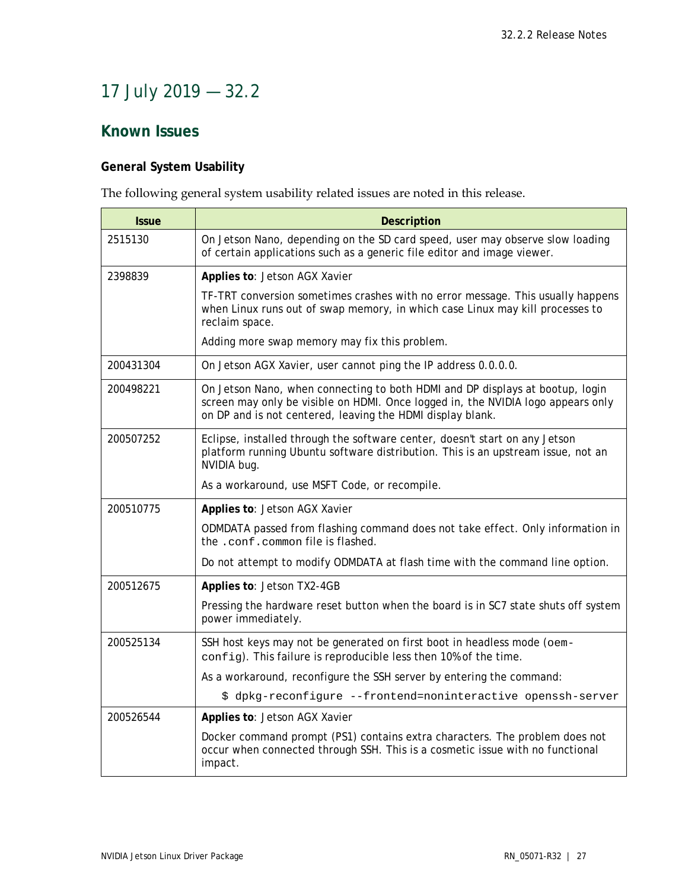# 17 July 2019 — 32.2

## Known Issues

### General System Usability

The following general system usability related issues are noted in this release.

| Issue | Description |
| --- | --- |
| 2515130 | On Jetson Nano, depending on the SD card speed, user may observe slow loading of certain applications such as a generic file editor and image viewer. |
| 2398839 | **Applies to**: Jetson AGX Xavier<br><br>TF-TRT conversion sometimes crashes with no error message. This usually happens when Linux runs out of swap memory, in which case Linux may kill processes to reclaim space.<br><br>Adding more swap memory may fix this problem. |
| 200431304 | On Jetson AGX Xavier, user cannot ping the IP address 0.0.0.0. |
| 200498221 | On Jetson Nano, when connecting to both HDMI and DP displays at bootup, login screen may only be visible on HDMI. Once logged in, the NVIDIA logo appears only on DP and is not centered, leaving the HDMI display blank. |
| 200507252 | Eclipse, installed through the software center, doesn't start on any Jetson platform running Ubuntu software distribution. This is an upstream issue, not an NVIDIA bug.<br><br>As a workaround, use MSFT Code, or recompile. |
| 200510775 | **Applies to**: Jetson AGX Xavier<br><br>ODMDATA passed from flashing command does not take effect. Only information in the `.conf.common` file is flashed.<br><br>Do not attempt to modify ODMDATA at flash time with the command line option. |
| 200512675 | **Applies to**: Jetson TX2-4GB<br><br>Pressing the hardware reset button when the board is in SC7 state shuts off system power immediately. |
| 200525134 | SSH host keys may not be generated on first boot in headless mode (`oem-config`). This failure is reproducible less then 10% of the time.<br><br>As a workaround, reconfigure the SSH server by entering the command:<br><br>`$ dpkg-reconfigure --frontend=noninteractive openssh-server` |
| 200526544 | **Applies to**: Jetson AGX Xavier<br><br>Docker command prompt (PS1) contains extra characters. The problem does not occur when connected through SSH. This is a cosmetic issue with no functional impact. |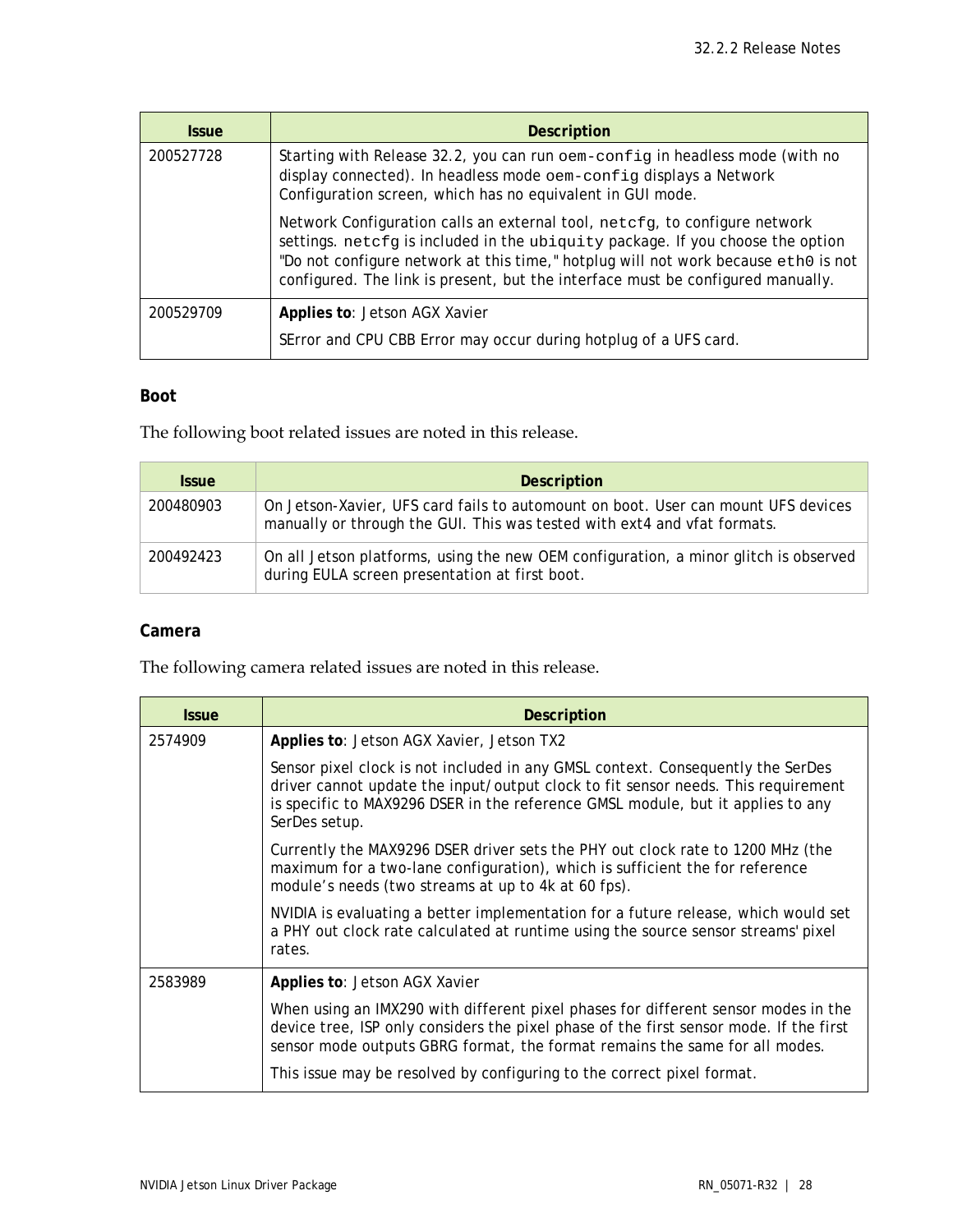| Issue | Description |
| --- | --- |
| 200527728 | Starting with Release 32.2, you can run `oem-config` in headless mode (with no display connected). In headless mode `oem-config` displays a Network Configuration screen, which has no equivalent in GUI mode.<br><br>Network Configuration calls an external tool, `netcfg`, to configure network settings. `netcfg` is included in the `ubiquity` package. If you choose the option "Do not configure network at this time," hotplug will not work because `eth0` is not configured. The link is present, but the interface must be configured manually. |
| 200529709 | **Applies to**: Jetson AGX Xavier<br><br>SError and CPU CBB Error may occur during hotplug of a UFS card. |

### Boot

The following boot related issues are noted in this release.

| Issue | Description |
| --- | --- |
| 200480903 | On Jetson-Xavier, UFS card fails to automount on boot. User can mount UFS devices manually or through the GUI. This was tested with ext4 and vfat formats. |
| 200492423 | On all Jetson platforms, using the new OEM configuration, a minor glitch is observed during EULA screen presentation at first boot. |

### Camera

The following camera related issues are noted in this release.

| Issue | Description |
| --- | --- |
| 2574909 | **Applies to**: Jetson AGX Xavier, Jetson TX2<br><br>Sensor pixel clock is not included in any GMSL context. Consequently the SerDes driver cannot update the input/output clock to fit sensor needs. This requirement is specific to MAX9296 DSER in the reference GMSL module, but it applies to any SerDes setup.<br><br>Currently the MAX9296 DSER driver sets the PHY out clock rate to 1200 MHz (the maximum for a two-lane configuration), which is sufficient the for reference module's needs (two streams at up to 4k at 60 fps).<br><br>NVIDIA is evaluating a better implementation for a future release, which would set a PHY out clock rate calculated at runtime using the source sensor streams' pixel rates. |
| 2583989 | **Applies to**: Jetson AGX Xavier<br><br>When using an IMX290 with different pixel phases for different sensor modes in the device tree, ISP only considers the pixel phase of the first sensor mode. If the first sensor mode outputs GBRG format, the format remains the same for all modes.<br><br>This issue may be resolved by configuring to the correct pixel format. |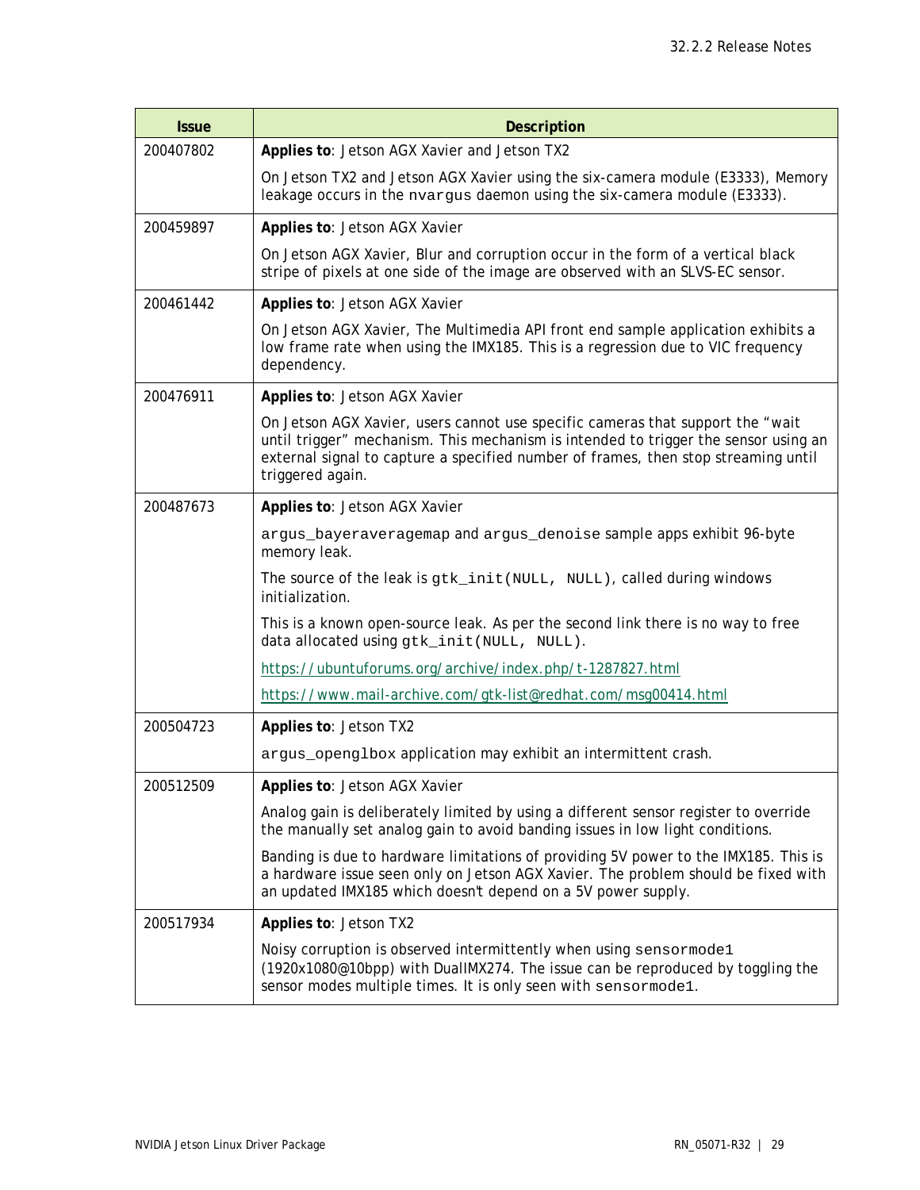| Issue | Description |
|---|---|
| 200407802 | **Applies to**: Jetson AGX Xavier and Jetson TX2<br><br>On Jetson TX2 and Jetson AGX Xavier using the six-camera module (E3333), Memory leakage occurs in the `nvargus` daemon using the six-camera module (E3333). |
| 200459897 | **Applies to**: Jetson AGX Xavier<br><br>On Jetson AGX Xavier, Blur and corruption occur in the form of a vertical black stripe of pixels at one side of the image are observed with an SLVS-EC sensor. |
| 200461442 | **Applies to**: Jetson AGX Xavier<br><br>On Jetson AGX Xavier, The Multimedia API front end sample application exhibits a low frame rate when using the IMX185. This is a regression due to VIC frequency dependency. |
| 200476911 | **Applies to**: Jetson AGX Xavier<br><br>On Jetson AGX Xavier, users cannot use specific cameras that support the "wait until trigger" mechanism. This mechanism is intended to trigger the sensor using an external signal to capture a specified number of frames, then stop streaming until triggered again. |
| 200487673 | **Applies to**: Jetson AGX Xavier<br><br>`argus_bayeraveragemap` and `argus_denoise` sample apps exhibit 96-byte memory leak.<br><br>The source of the leak is `gtk_init(NULL, NULL)`, called during windows initialization.<br><br>This is a known open-source leak. As per the second link there is no way to free data allocated using `gtk_init(NULL, NULL)`.<br><br>https://ubuntuforums.org/archive/index.php/t-1287827.html<br><br>https://www.mail-archive.com/gtk-list@redhat.com/msg00414.html |
| 200504723 | **Applies to**: Jetson TX2<br><br>`argus_openglbox` application may exhibit an intermittent crash. |
| 200512509 | **Applies to**: Jetson AGX Xavier<br><br>Analog gain is deliberately limited by using a different sensor register to override the manually set analog gain to avoid banding issues in low light conditions.<br><br>Banding is due to hardware limitations of providing 5V power to the IMX185. This is a hardware issue seen only on Jetson AGX Xavier. The problem should be fixed with an updated IMX185 which doesn't depend on a 5V power supply. |
| 200517934 | **Applies to**: Jetson TX2<br><br>Noisy corruption is observed intermittently when using `sensormode1` (1920x1080@10bpp) with DualIMX274. The issue can be reproduced by toggling the sensor modes multiple times. It is only seen with `sensormode1`. |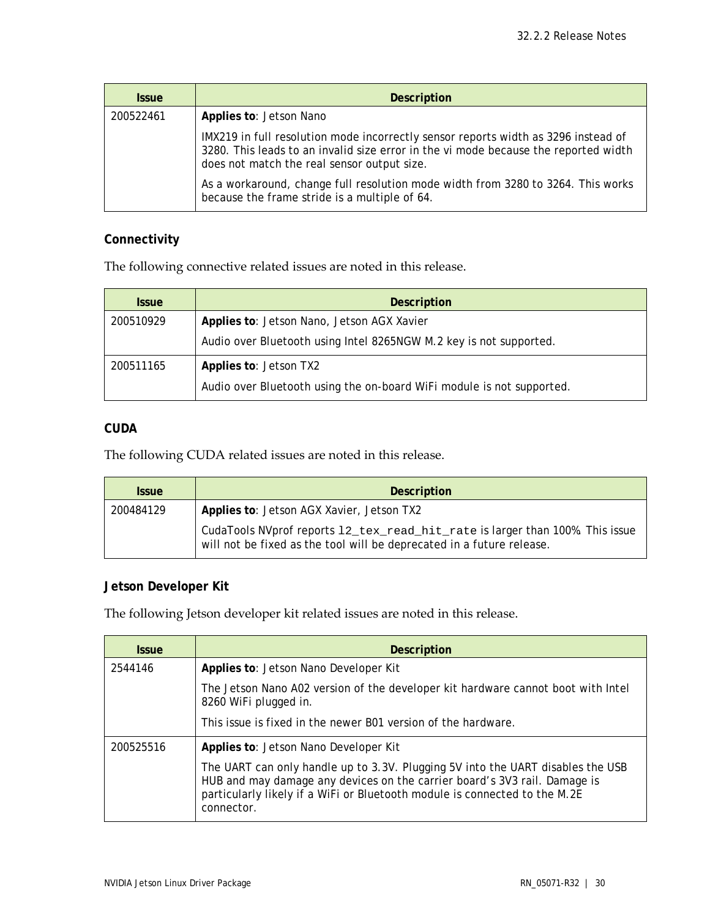| Issue | Description |
|---|---|
| 200522461 | **Applies to**: Jetson Nano<br><br>IMX219 in full resolution mode incorrectly sensor reports width as 3296 instead of 3280. This leads to an invalid size error in the vi mode because the reported width does not match the real sensor output size.<br><br>As a workaround, change full resolution mode width from 3280 to 3264. This works because the frame stride is a multiple of 64. |

### Connectivity

The following connective related issues are noted in this release.

| Issue | Description |
|---|---|
| 200510929 | **Applies to**: Jetson Nano, Jetson AGX Xavier<br><br>Audio over Bluetooth using Intel 8265NGW M.2 key is not supported. |
| 200511165 | **Applies to**: Jetson TX2<br><br>Audio over Bluetooth using the on-board WiFi module is not supported. |

### CUDA

The following CUDA related issues are noted in this release.

| Issue | Description |
|---|---|
| 200484129 | **Applies to**: Jetson AGX Xavier, Jetson TX2<br><br>CudaTools NVprof reports `l2_tex_read_hit_rate` is larger than 100%. This issue will not be fixed as the tool will be deprecated in a future release. |

### Jetson Developer Kit

The following Jetson developer kit related issues are noted in this release.

| Issue | Description |
|---|---|
| 2544146 | **Applies to**: Jetson Nano Developer Kit<br><br>The Jetson Nano A02 version of the developer kit hardware cannot boot with Intel 8260 WiFi plugged in.<br><br>This issue is fixed in the newer B01 version of the hardware. |
| 200525516 | **Applies to**: Jetson Nano Developer Kit<br><br>The UART can only handle up to 3.3V. Plugging 5V into the UART disables the USB HUB and may damage any devices on the carrier board's 3V3 rail. Damage is particularly likely if a WiFi or Bluetooth module is connected to the M.2E connector. |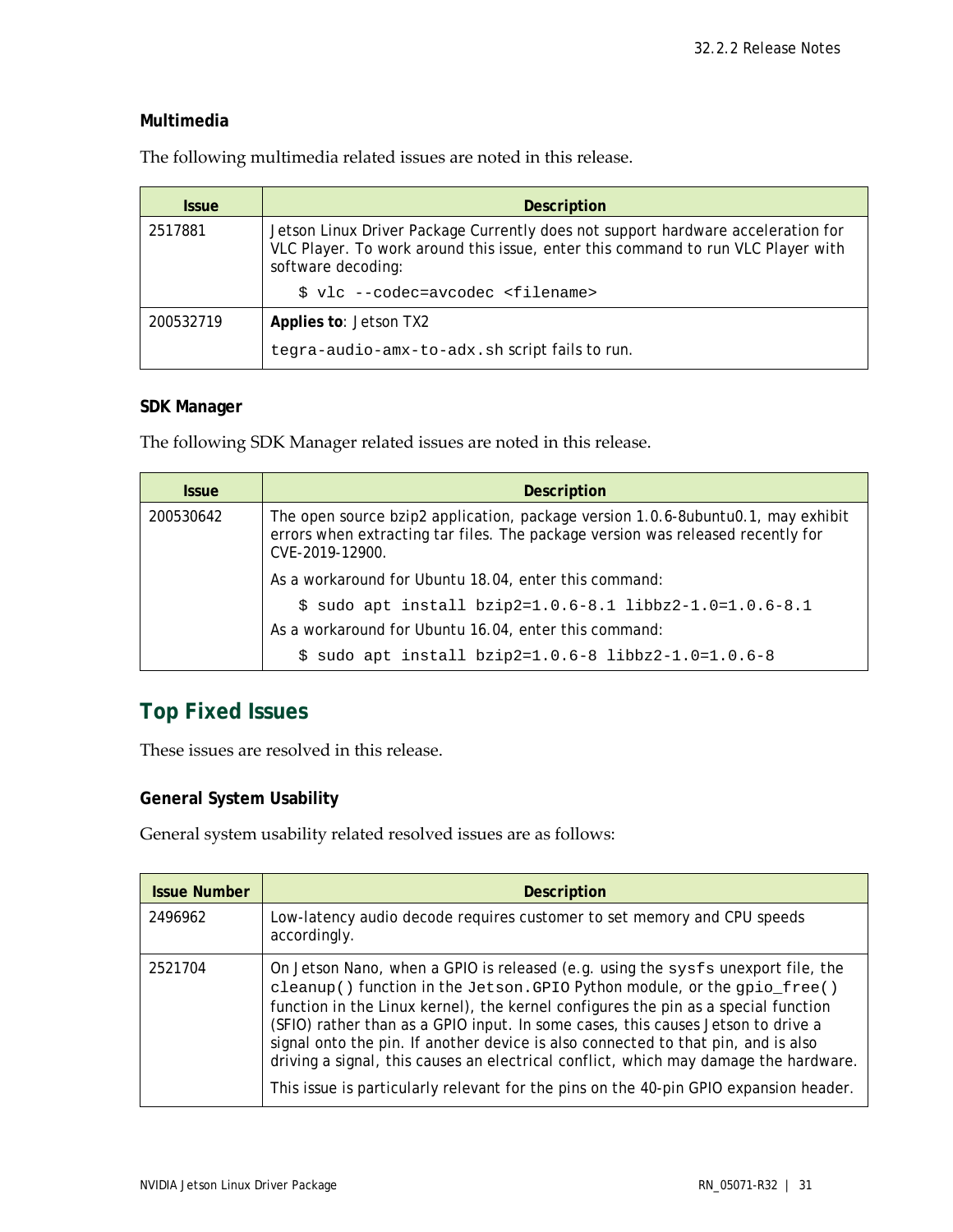### Multimedia

The following multimedia related issues are noted in this release.

| Issue | Description |
|---|---|
| 2517881 | Jetson Linux Driver Package Currently does not support hardware acceleration for VLC Player. To work around this issue, enter this command to run VLC Player with software decoding:<br>`$ vlc --codec=avcodec <filename>` |
| 200532719 | **Applies to**: Jetson TX2<br>`tegra-audio-amx-to-adx.sh` script fails to run. |

### SDK Manager

The following SDK Manager related issues are noted in this release.

| Issue | Description |
|---|---|
| 200530642 | The open source bzip2 application, package version 1.0.6-8ubuntu0.1, may exhibit errors when extracting tar files. The package version was released recently for CVE-2019-12900.<br>As a workaround for Ubuntu 18.04, enter this command:<br>`$ sudo apt install bzip2=1.0.6-8.1 libbz2-1.0=1.0.6-8.1`<br>As a workaround for Ubuntu 16.04, enter this command:<br>`$ sudo apt install bzip2=1.0.6-8 libbz2-1.0=1.0.6-8` |

## Top Fixed Issues

These issues are resolved in this release.

### General System Usability

General system usability related resolved issues are as follows:

| Issue Number | Description |
|---|---|
| 2496962 | Low-latency audio decode requires customer to set memory and CPU speeds accordingly. |
| 2521704 | On Jetson Nano, when a GPIO is released (e.g. using the `sysfs` unexport file, the `cleanup()` function in the `Jetson.GPIO` Python module, or the `gpio_free()` function in the Linux kernel), the kernel configures the pin as a special function (SFIO) rather than as a GPIO input. In some cases, this causes Jetson to drive a signal onto the pin. If another device is also connected to that pin, and is also driving a signal, this causes an electrical conflict, which may damage the hardware.<br>This issue is particularly relevant for the pins on the 40-pin GPIO expansion header. |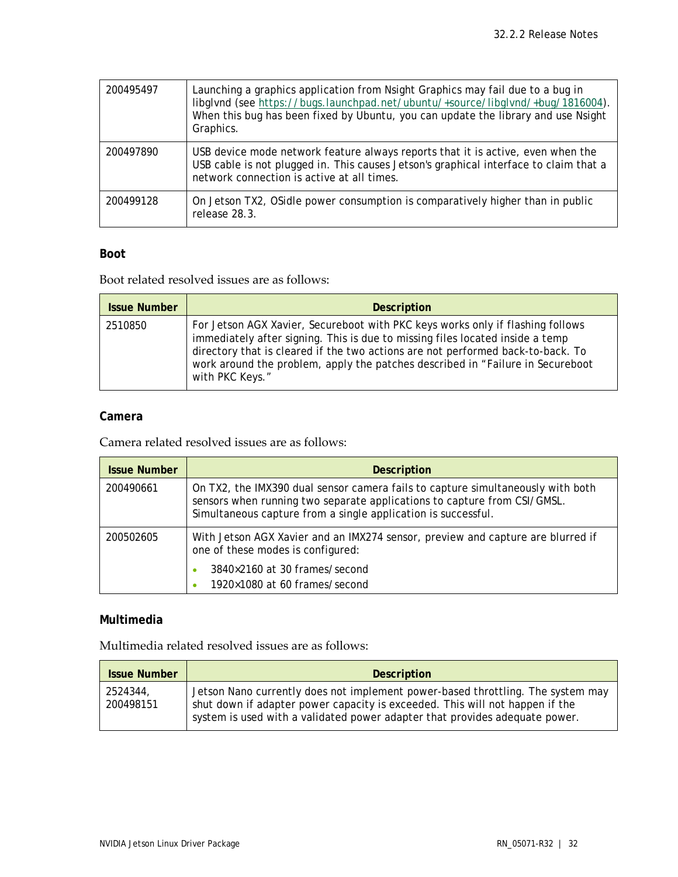| | |
|---|---|
| 200495497 | Launching a graphics application from Nsight Graphics may fail due to a bug in libglvnd (see https://bugs.launchpad.net/ubuntu/+source/libglvnd/+bug/1816004). When this bug has been fixed by Ubuntu, you can update the library and use Nsight Graphics. |
| 200497890 | USB device mode network feature always reports that it is active, even when the USB cable is not plugged in. This causes Jetson's graphical interface to claim that a network connection is active at all times. |
| 200499128 | On Jetson TX2, OSidle power consumption is comparatively higher than in public release 28.3. |

### Boot

Boot related resolved issues are as follows:

| Issue Number | Description |
|---|---|
| 2510850 | For Jetson AGX Xavier, Secureboot with PKC keys works only if flashing follows immediately after signing. This is due to missing files located inside a temp directory that is cleared if the two actions are not performed back-to-back. To work around the problem, apply the patches described in "Failure in Secureboot with PKC Keys." |

### Camera

Camera related resolved issues are as follows:

| Issue Number | Description |
|---|---|
| 200490661 | On TX2, the IMX390 dual sensor camera fails to capture simultaneously with both sensors when running two separate applications to capture from CSI/GMSL. Simultaneous capture from a single application is successful. |
| 200502605 | With Jetson AGX Xavier and an IMX274 sensor, preview and capture are blurred if one of these modes is configured:<br>• 3840×2160 at 30 frames/second<br>• 1920×1080 at 60 frames/second |

### Multimedia

Multimedia related resolved issues are as follows:

| Issue Number | Description |
|---|---|
| 2524344, 200498151 | Jetson Nano currently does not implement power-based throttling. The system may shut down if adapter power capacity is exceeded. This will not happen if the system is used with a validated power adapter that provides adequate power. |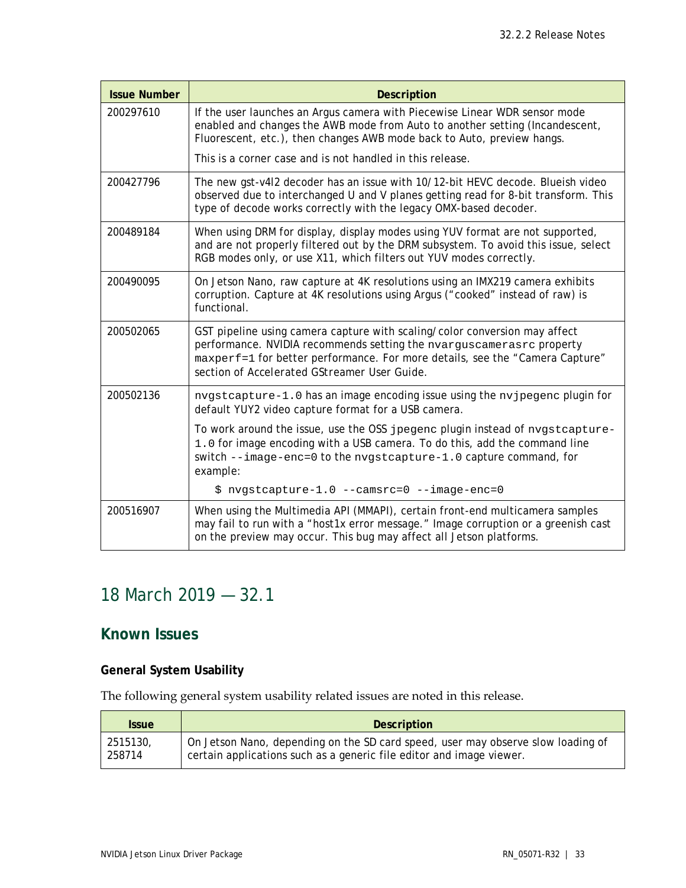| Issue Number | Description |
| --- | --- |
| 200297610 | If the user launches an Argus camera with Piecewise Linear WDR sensor mode enabled and changes the AWB mode from Auto to another setting (Incandescent, Fluorescent, etc.), then changes AWB mode back to Auto, preview hangs.<br><br>This is a corner case and is not handled in this release. |
| 200427796 | The new gst-v4l2 decoder has an issue with 10/12-bit HEVC decode. Blueish video observed due to interchanged U and V planes getting read for 8-bit transform. This type of decode works correctly with the legacy OMX-based decoder. |
| 200489184 | When using DRM for display, display modes using YUV format are not supported, and are not properly filtered out by the DRM subsystem. To avoid this issue, select RGB modes only, or use X11, which filters out YUV modes correctly. |
| 200490095 | On Jetson Nano, raw capture at 4K resolutions using an IMX219 camera exhibits corruption. Capture at 4K resolutions using Argus ("cooked" instead of raw) is functional. |
| 200502065 | GST pipeline using camera capture with scaling/color conversion may affect performance. NVIDIA recommends setting the `nvarguscamerasrc` property `maxperf=1` for better performance. For more details, see the "Camera Capture" section of Accelerated GStreamer User Guide. |
| 200502136 | `nvgstcapture-1.0` has an image encoding issue using the `nvjpegenc` plugin for default YUY2 video capture format for a USB camera.<br><br>To work around the issue, use the OSS `jpegenc` plugin instead of `nvgstcapture-1.0` for image encoding with a USB camera. To do this, add the command line switch `--image-enc=0` to the `nvgstcapture-1.0` capture command, for example:<br><br>`$ nvgstcapture-1.0 --camsrc=0 --image-enc=0` |
| 200516907 | When using the Multimedia API (MMAPI), certain front-end multicamera samples may fail to run with a "host1x error message." Image corruption or a greenish cast on the preview may occur. This bug may affect all Jetson platforms. |

# 18 March 2019 — 32.1

## Known Issues

### General System Usability

The following general system usability related issues are noted in this release.

| Issue | Description |
| --- | --- |
| 2515130, 258714 | On Jetson Nano, depending on the SD card speed, user may observe slow loading of certain applications such as a generic file editor and image viewer. |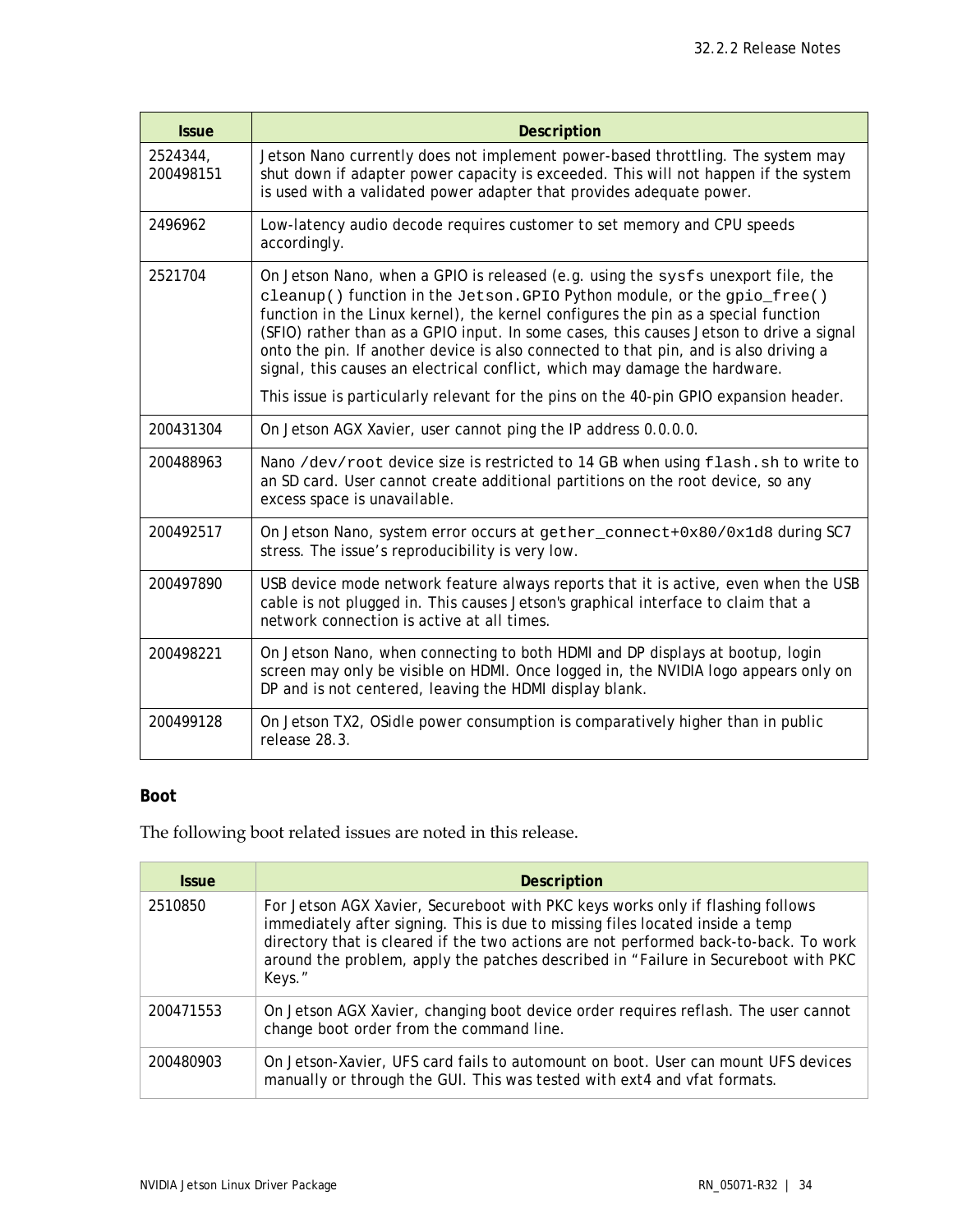| Issue | Description |
| --- | --- |
| 2524344, 200498151 | Jetson Nano currently does not implement power-based throttling. The system may shut down if adapter power capacity is exceeded. This will not happen if the system is used with a validated power adapter that provides adequate power. |
| 2496962 | Low-latency audio decode requires customer to set memory and CPU speeds accordingly. |
| 2521704 | On Jetson Nano, when a GPIO is released (e.g. using the `sysfs` unexport file, the `cleanup()` function in the `Jetson.GPIO` Python module, or the `gpio_free()` function in the Linux kernel), the kernel configures the pin as a special function (SFIO) rather than as a GPIO input. In some cases, this causes Jetson to drive a signal onto the pin. If another device is also connected to that pin, and is also driving a signal, this causes an electrical conflict, which may damage the hardware.<br><br>This issue is particularly relevant for the pins on the 40-pin GPIO expansion header. |
| 200431304 | On Jetson AGX Xavier, user cannot ping the IP address 0.0.0.0. |
| 200488963 | Nano `/dev/root` device size is restricted to 14 GB when using `flash.sh` to write to an SD card. User cannot create additional partitions on the root device, so any excess space is unavailable. |
| 200492517 | On Jetson Nano, system error occurs at `gether_connect+0x80/0x1d8` during SC7 stress. The issue's reproducibility is very low. |
| 200497890 | USB device mode network feature always reports that it is active, even when the USB cable is not plugged in. This causes Jetson's graphical interface to claim that a network connection is active at all times. |
| 200498221 | On Jetson Nano, when connecting to both HDMI and DP displays at bootup, login screen may only be visible on HDMI. Once logged in, the NVIDIA logo appears only on DP and is not centered, leaving the HDMI display blank. |
| 200499128 | On Jetson TX2, OSidle power consumption is comparatively higher than in public release 28.3. |

### Boot

The following boot related issues are noted in this release.

| Issue | Description |
| --- | --- |
| 2510850 | For Jetson AGX Xavier, Secureboot with PKC keys works only if flashing follows immediately after signing. This is due to missing files located inside a temp directory that is cleared if the two actions are not performed back-to-back. To work around the problem, apply the patches described in "Failure in Secureboot with PKC Keys." |
| 200471553 | On Jetson AGX Xavier, changing boot device order requires reflash. The user cannot change boot order from the command line. |
| 200480903 | On Jetson-Xavier, UFS card fails to automount on boot. User can mount UFS devices manually or through the GUI. This was tested with ext4 and vfat formats. |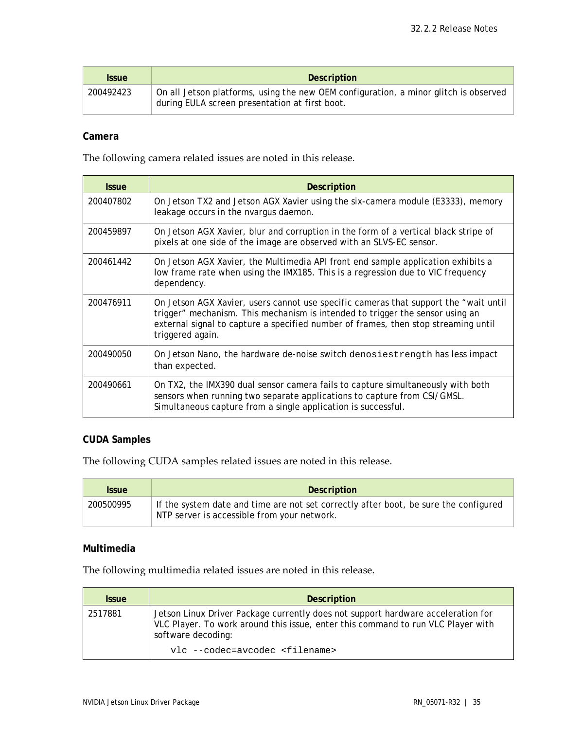| Issue | Description |
|---|---|
| 200492423 | On all Jetson platforms, using the new OEM configuration, a minor glitch is observed during EULA screen presentation at first boot. |

### Camera

The following camera related issues are noted in this release.

| Issue | Description |
|---|---|
| 200407802 | On Jetson TX2 and Jetson AGX Xavier using the six-camera module (E3333), memory leakage occurs in the nvargus daemon. |
| 200459897 | On Jetson AGX Xavier, blur and corruption in the form of a vertical black stripe of pixels at one side of the image are observed with an SLVS-EC sensor. |
| 200461442 | On Jetson AGX Xavier, the Multimedia API front end sample application exhibits a low frame rate when using the IMX185. This is a regression due to VIC frequency dependency. |
| 200476911 | On Jetson AGX Xavier, users cannot use specific cameras that support the “wait until trigger” mechanism. This mechanism is intended to trigger the sensor using an external signal to capture a specified number of frames, then stop streaming until triggered again. |
| 200490050 | On Jetson Nano, the hardware de-noise switch `denosiestrength` has less impact than expected. |
| 200490661 | On TX2, the IMX390 dual sensor camera fails to capture simultaneously with both sensors when running two separate applications to capture from CSI/GMSL. Simultaneous capture from a single application is successful. |

### CUDA Samples

The following CUDA samples related issues are noted in this release.

| Issue | Description |
|---|---|
| 200500995 | If the system date and time are not set correctly after boot, be sure the configured NTP server is accessible from your network. |

### Multimedia

The following multimedia related issues are noted in this release.

| Issue | Description |
|---|---|
| 2517881 | Jetson Linux Driver Package currently does not support hardware acceleration for VLC Player. To work around this issue, enter this command to run VLC Player with software decoding: `vlc --codec=avcodec <filename>` |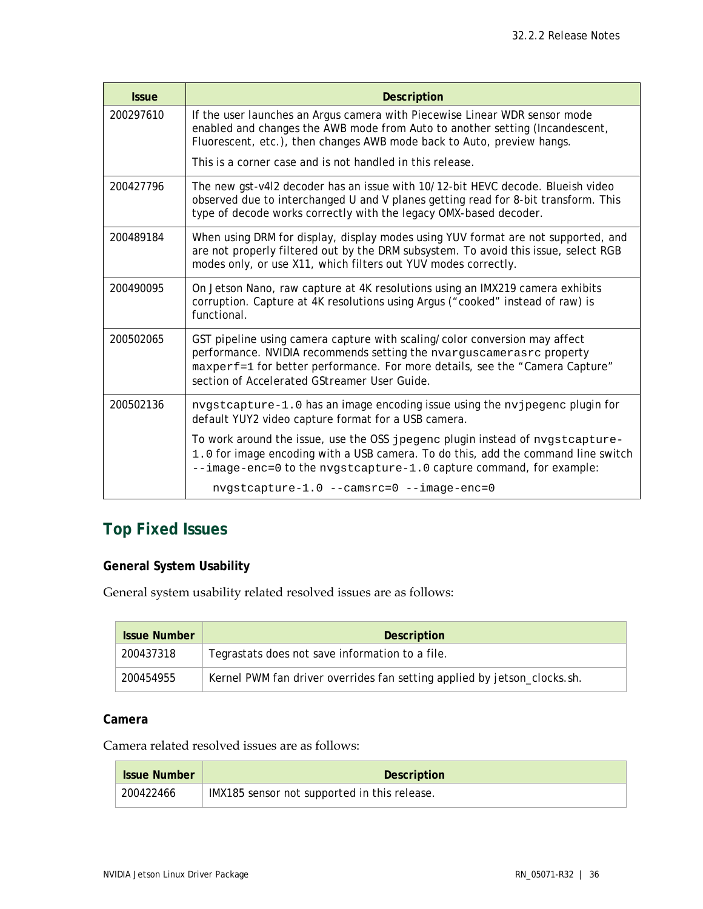| Issue | Description |
|---|---|
| 200297610 | If the user launches an Argus camera with Piecewise Linear WDR sensor mode enabled and changes the AWB mode from Auto to another setting (Incandescent, Fluorescent, etc.), then changes AWB mode back to Auto, preview hangs.<br><br>This is a corner case and is not handled in this release. |
| 200427796 | The new gst-v4l2 decoder has an issue with 10/12-bit HEVC decode. Blueish video observed due to interchanged U and V planes getting read for 8-bit transform. This type of decode works correctly with the legacy OMX-based decoder. |
| 200489184 | When using DRM for display, display modes using YUV format are not supported, and are not properly filtered out by the DRM subsystem. To avoid this issue, select RGB modes only, or use X11, which filters out YUV modes correctly. |
| 200490095 | On Jetson Nano, raw capture at 4K resolutions using an IMX219 camera exhibits corruption. Capture at 4K resolutions using Argus (“cooked” instead of raw) is functional. |
| 200502065 | GST pipeline using camera capture with scaling/color conversion may affect performance. NVIDIA recommends setting the `nvarguscamerasrc` property `maxperf=1` for better performance. For more details, see the “Camera Capture” section of Accelerated GStreamer User Guide. |
| 200502136 | `nvgstcapture-1.0` has an image encoding issue using the `nvjpegenc` plugin for default YUY2 video capture format for a USB camera.<br><br>To work around the issue, use the OSS `jpegenc` plugin instead of `nvgstcapture-1.0` for image encoding with a USB camera. To do this, add the command line switch `--image-enc=0` to the `nvgstcapture-1.0` capture command, for example:<br><br>`nvgstcapture-1.0 --camsrc=0 --image-enc=0` |

## Top Fixed Issues

### General System Usability

General system usability related resolved issues are as follows:

| Issue Number | Description |
|---|---|
| 200437318 | Tegrastats does not save information to a file. |
| 200454955 | Kernel PWM fan driver overrides fan setting applied by jetson_clocks.sh. |

### Camera

Camera related resolved issues are as follows:

| Issue Number | Description |
|---|---|
| 200422466 | IMX185 sensor not supported in this release. |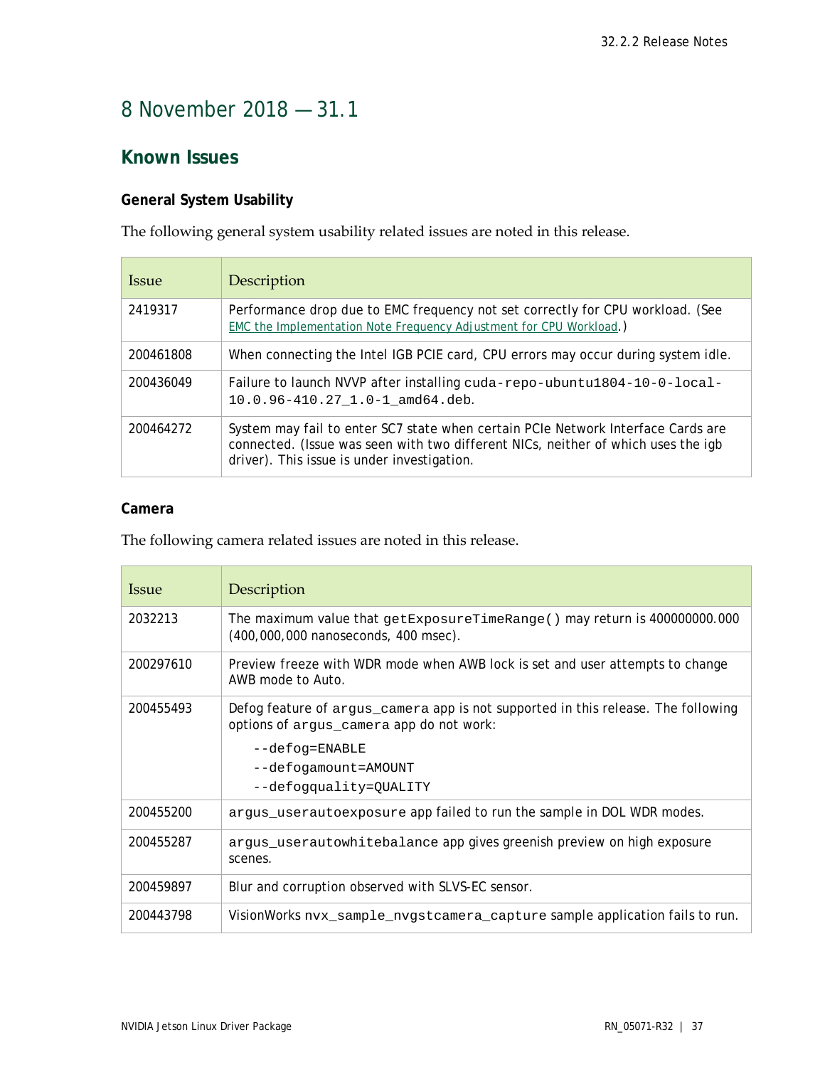# 8 November 2018 — 31.1

## Known Issues

### General System Usability

The following general system usability related issues are noted in this release.

| Issue | Description |
|---|---|
| 2419317 | Performance drop due to EMC frequency not set correctly for CPU workload. (See EMC the Implementation Note Frequency Adjustment for CPU Workload.) |
| 200461808 | When connecting the Intel IGB PCIE card, CPU errors may occur during system idle. |
| 200436049 | Failure to launch NVVP after installing `cuda-repo-ubuntu1804-10-0-local-10.0.96-410.27_1.0-1_amd64.deb`. |
| 200464272 | System may fail to enter SC7 state when certain PCIe Network Interface Cards are connected. (Issue was seen with two different NICs, neither of which uses the igb driver). This issue is under investigation. |

### Camera

The following camera related issues are noted in this release.

| Issue | Description |
|---|---|
| 2032213 | The maximum value that `getExposureTimeRange()` may return is 400000000.000 (400,000,000 nanoseconds, 400 msec). |
| 200297610 | Preview freeze with WDR mode when AWB lock is set and user attempts to change AWB mode to Auto. |
| 200455493 | Defog feature of `argus_camera` app is not supported in this release. The following options of `argus_camera` app do not work:<br>`--defog=ENABLE`<br>`--defogamount=AMOUNT`<br>`--defogquality=QUALITY` |
| 200455200 | `argus_userautoexposure` app failed to run the sample in DOL WDR modes. |
| 200455287 | `argus_userautowhitebalance` app gives greenish preview on high exposure scenes. |
| 200459897 | Blur and corruption observed with SLVS-EC sensor. |
| 200443798 | VisionWorks `nvx_sample_nvgstcamera_capture` sample application fails to run. |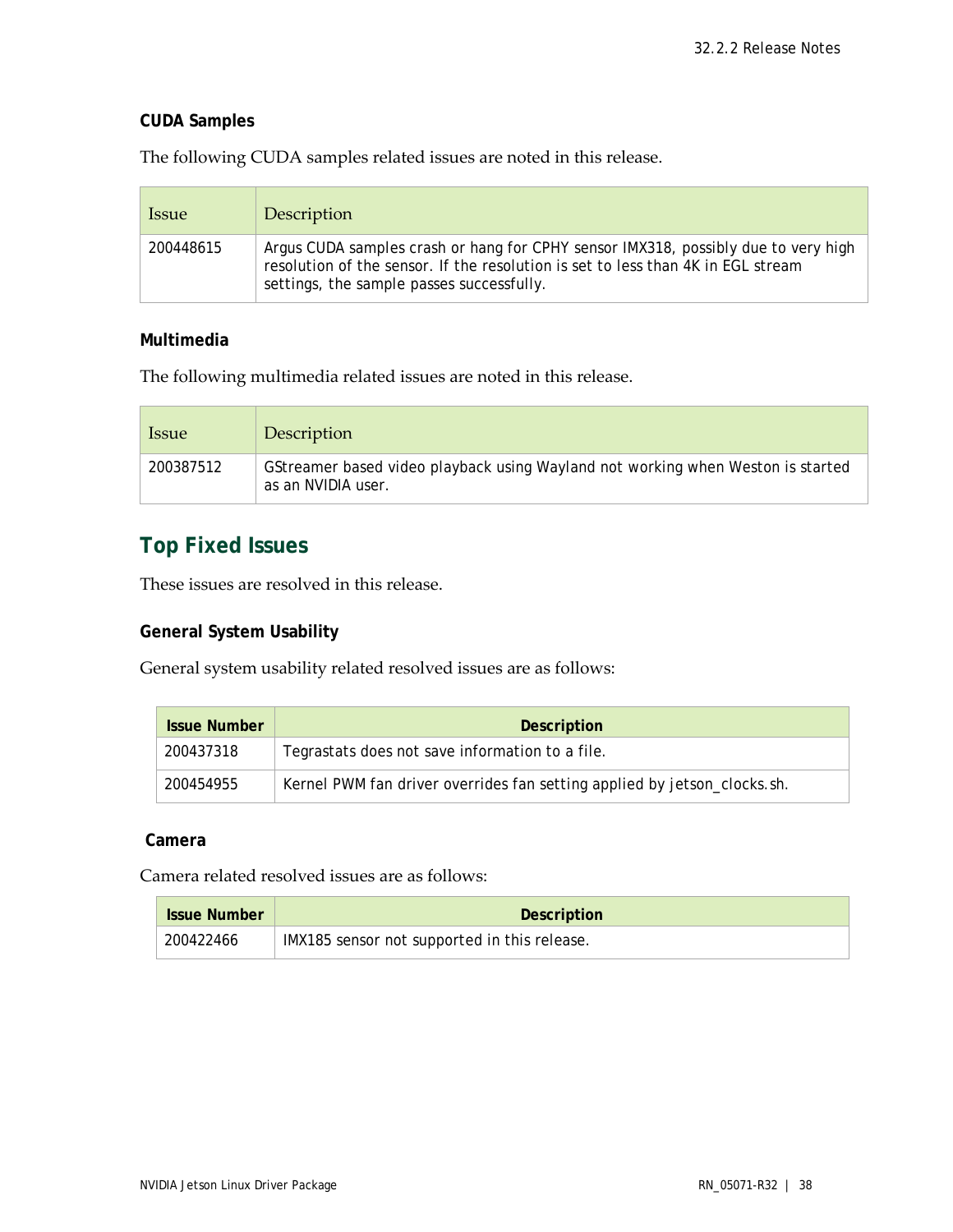### CUDA Samples

The following CUDA samples related issues are noted in this release.

| Issue | Description |
|---|---|
| 200448615 | Argus CUDA samples crash or hang for CPHY sensor IMX318, possibly due to very high resolution of the sensor. If the resolution is set to less than 4K in EGL stream settings, the sample passes successfully. |

### Multimedia

The following multimedia related issues are noted in this release.

| Issue | Description |
|---|---|
| 200387512 | GStreamer based video playback using Wayland not working when Weston is started as an NVIDIA user. |

## Top Fixed Issues

These issues are resolved in this release.

### General System Usability

General system usability related resolved issues are as follows:

| Issue Number | Description |
|---|---|
| 200437318 | Tegrastats does not save information to a file. |
| 200454955 | Kernel PWM fan driver overrides fan setting applied by jetson_clocks.sh. |

### Camera

Camera related resolved issues are as follows:

| Issue Number | Description |
|---|---|
| 200422466 | IMX185 sensor not supported in this release. |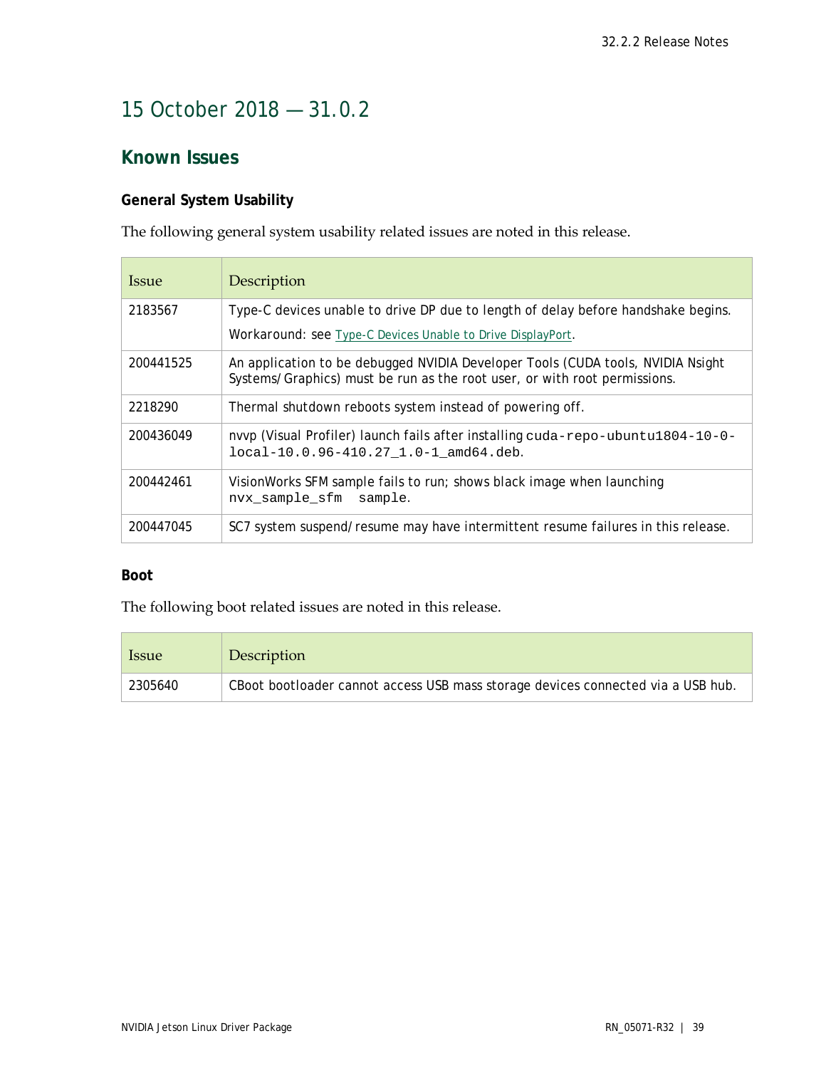# 15 October 2018 — 31.0.2

## Known Issues

### General System Usability

The following general system usability related issues are noted in this release.

| Issue | Description |
|---|---|
| 2183567 | Type-C devices unable to drive DP due to length of delay before handshake begins.<br>Workaround: see Type-C Devices Unable to Drive DisplayPort. |
| 200441525 | An application to be debugged NVIDIA Developer Tools (CUDA tools, NVIDIA Nsight Systems/Graphics) must be run as the root user, or with root permissions. |
| 2218290 | Thermal shutdown reboots system instead of powering off. |
| 200436049 | nvvp (Visual Profiler) launch fails after installing `cuda-repo-ubuntu1804-10-0-local-10.0.96-410.27_1.0-1_amd64.deb`. |
| 200442461 | VisionWorks SFM sample fails to run; shows black image when launching `nvx_sample_sfm  sample`. |
| 200447045 | SC7 system suspend/resume may have intermittent resume failures in this release. |

### Boot

The following boot related issues are noted in this release.

| Issue | Description |
|---|---|
| 2305640 | CBoot bootloader cannot access USB mass storage devices connected via a USB hub. |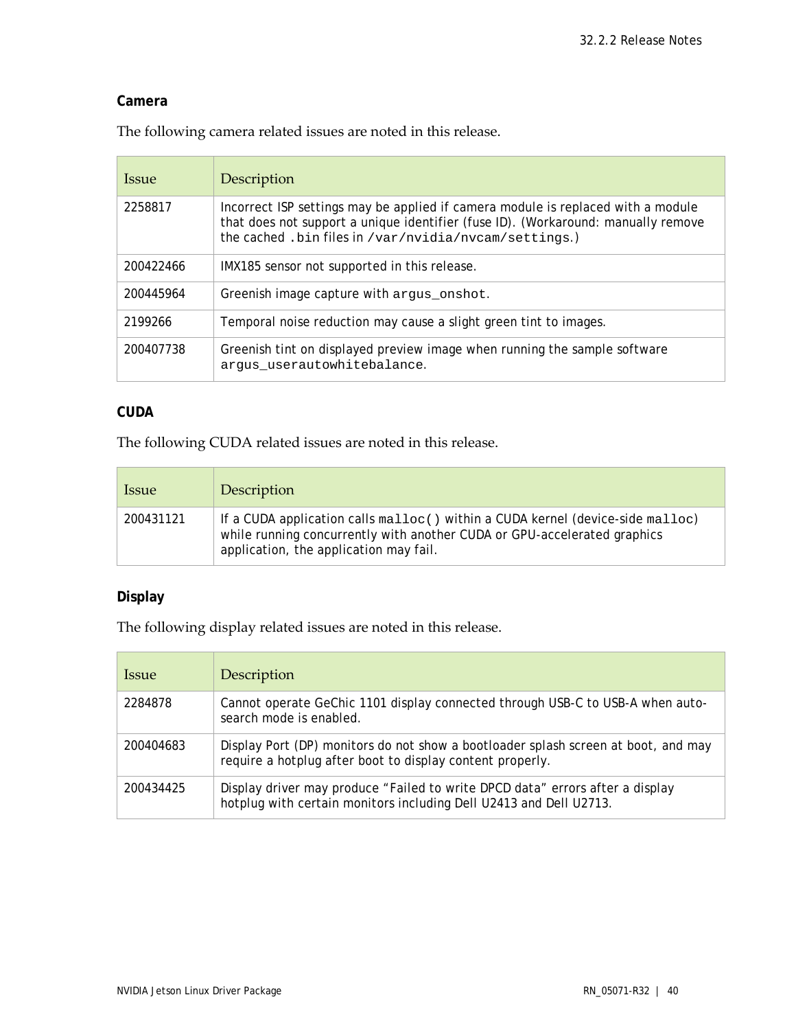### Camera

The following camera related issues are noted in this release.

| Issue | Description |
| --- | --- |
| 2258817 | Incorrect ISP settings may be applied if camera module is replaced with a module that does not support a unique identifier (fuse ID). (Workaround: manually remove the cached `.bin` files in `/var/nvidia/nvcam/settings`.) |
| 200422466 | IMX185 sensor not supported in this release. |
| 200445964 | Greenish image capture with `argus_onshot`. |
| 2199266 | Temporal noise reduction may cause a slight green tint to images. |
| 200407738 | Greenish tint on displayed preview image when running the sample software `argus_userautowhitebalance`. |

### CUDA

The following CUDA related issues are noted in this release.

| Issue | Description |
| --- | --- |
| 200431121 | If a CUDA application calls `malloc()` within a CUDA kernel (device-side `malloc`) while running concurrently with another CUDA or GPU-accelerated graphics application, the application may fail. |

### Display

The following display related issues are noted in this release.

| Issue | Description |
| --- | --- |
| 2284878 | Cannot operate GeChic 1101 display connected through USB-C to USB-A when auto-search mode is enabled. |
| 200404683 | Display Port (DP) monitors do not show a bootloader splash screen at boot, and may require a hotplug after boot to display content properly. |
| 200434425 | Display driver may produce "Failed to write DPCD data" errors after a display hotplug with certain monitors including Dell U2413 and Dell U2713. |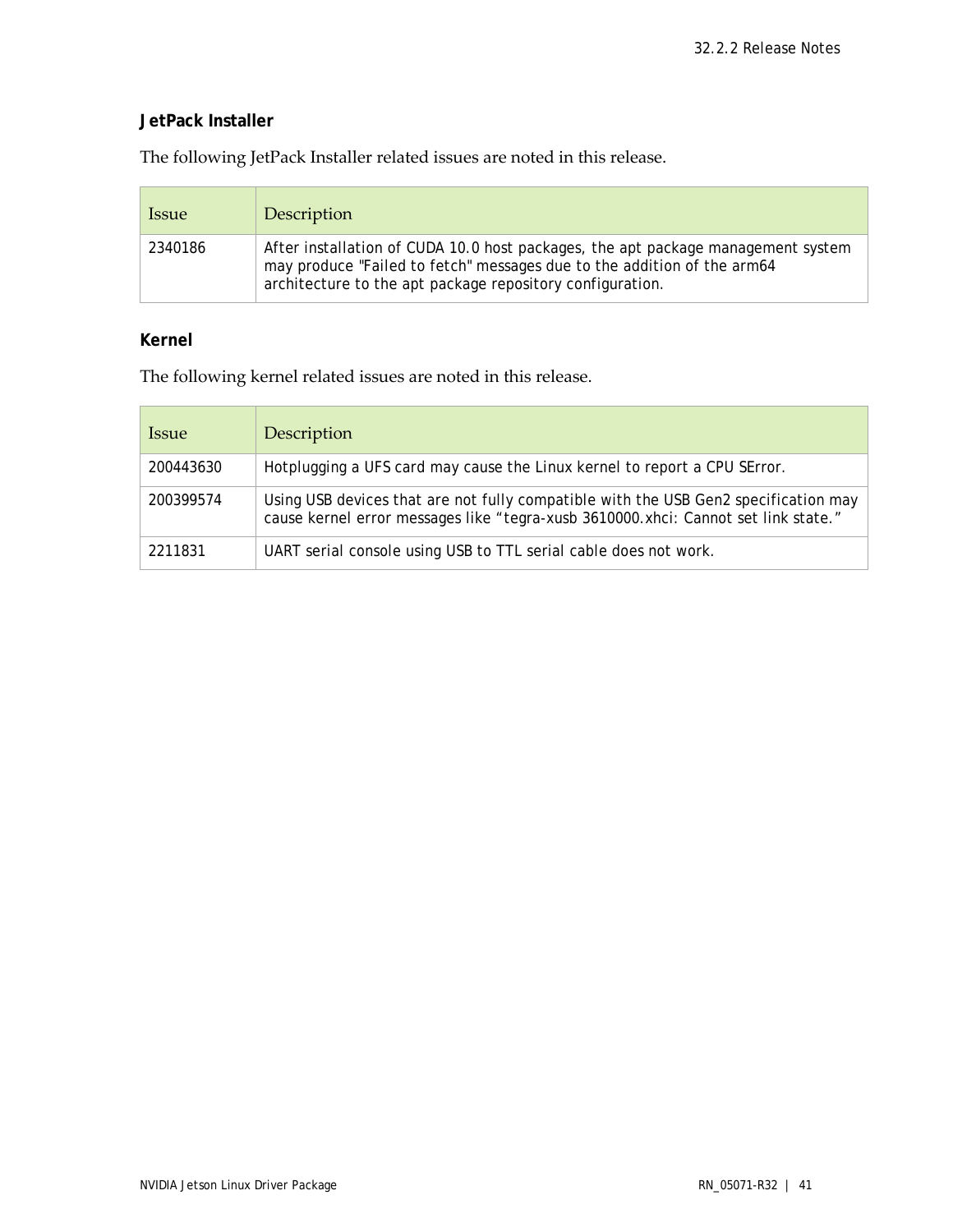### JetPack Installer

The following JetPack Installer related issues are noted in this release.

| Issue | Description |
| --- | --- |
| 2340186 | After installation of CUDA 10.0 host packages, the apt package management system may produce "Failed to fetch" messages due to the addition of the arm64 architecture to the apt package repository configuration. |

### Kernel

The following kernel related issues are noted in this release.

| Issue | Description |
| --- | --- |
| 200443630 | Hotplugging a UFS card may cause the Linux kernel to report a CPU SError. |
| 200399574 | Using USB devices that are not fully compatible with the USB Gen2 specification may cause kernel error messages like “tegra-xusb 3610000.xhci: Cannot set link state.” |
| 2211831 | UART serial console using USB to TTL serial cable does not work. |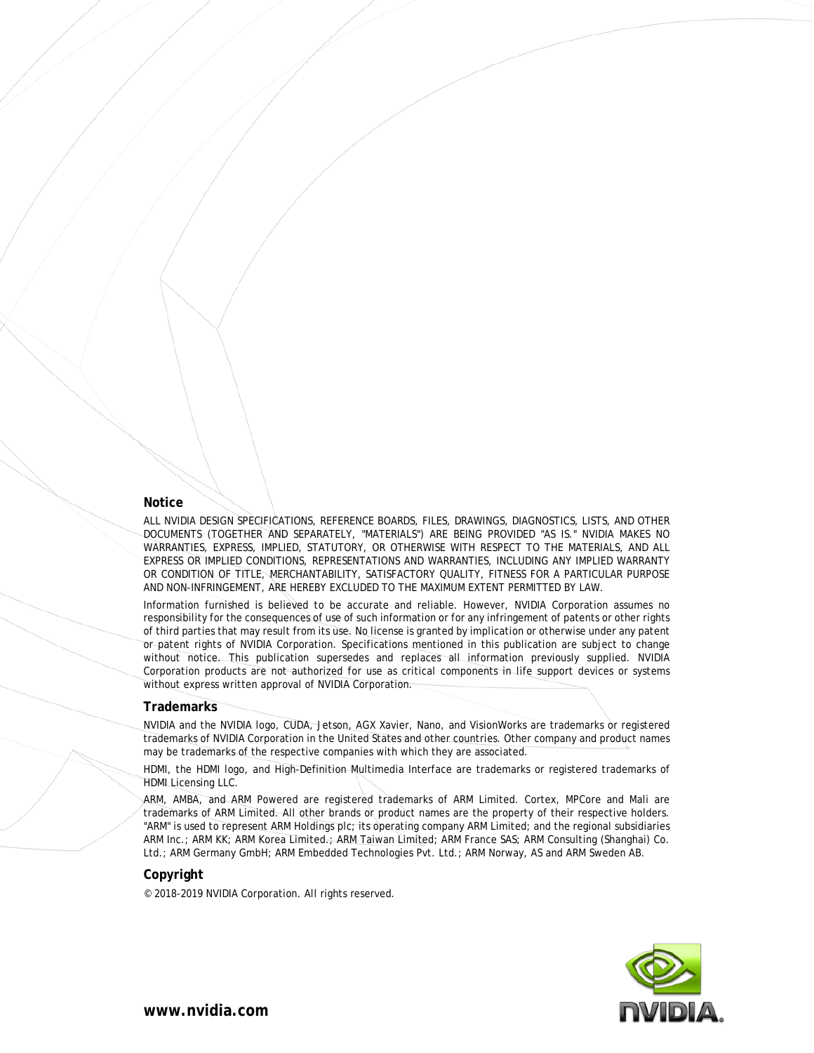## Notice

ALL NVIDIA DESIGN SPECIFICATIONS, REFERENCE BOARDS, FILES, DRAWINGS, DIAGNOSTICS, LISTS, AND OTHER DOCUMENTS (TOGETHER AND SEPARATELY, "MATERIALS") ARE BEING PROVIDED "AS IS." NVIDIA MAKES NO WARRANTIES, EXPRESS, IMPLIED, STATUTORY, OR OTHERWISE WITH RESPECT TO THE MATERIALS, AND ALL EXPRESS OR IMPLIED CONDITIONS, REPRESENTATIONS AND WARRANTIES, INCLUDING ANY IMPLIED WARRANTY OR CONDITION OF TITLE, MERCHANTABILITY, SATISFACTORY QUALITY, FITNESS FOR A PARTICULAR PURPOSE AND NON-INFRINGEMENT, ARE HEREBY EXCLUDED TO THE MAXIMUM EXTENT PERMITTED BY LAW.

Information furnished is believed to be accurate and reliable. However, NVIDIA Corporation assumes no responsibility for the consequences of use of such information or for any infringement of patents or other rights of third parties that may result from its use. No license is granted by implication or otherwise under any patent or patent rights of NVIDIA Corporation. Specifications mentioned in this publication are subject to change without notice. This publication supersedes and replaces all information previously supplied. NVIDIA Corporation products are not authorized for use as critical components in life support devices or systems without express written approval of NVIDIA Corporation.

## Trademarks

NVIDIA and the NVIDIA logo, CUDA, Jetson, AGX Xavier, Nano, and VisionWorks are trademarks or registered trademarks of NVIDIA Corporation in the United States and other countries. Other company and product names may be trademarks of the respective companies with which they are associated.

HDMI, the HDMI logo, and High-Definition Multimedia Interface are trademarks or registered trademarks of HDMI Licensing LLC.

ARM, AMBA, and ARM Powered are registered trademarks of ARM Limited. Cortex, MPCore and Mali are trademarks of ARM Limited. All other brands or product names are the property of their respective holders. "ARM" is used to represent ARM Holdings plc; its operating company ARM Limited; and the regional subsidiaries ARM Inc.; ARM KK; ARM Korea Limited.; ARM Taiwan Limited; ARM France SAS; ARM Consulting (Shanghai) Co. Ltd.; ARM Germany GmbH; ARM Embedded Technologies Pvt. Ltd.; ARM Norway, AS and ARM Sweden AB.

## Copyright

© 2018-2019 NVIDIA Corporation. All rights reserved.

**www.nvidia.com**